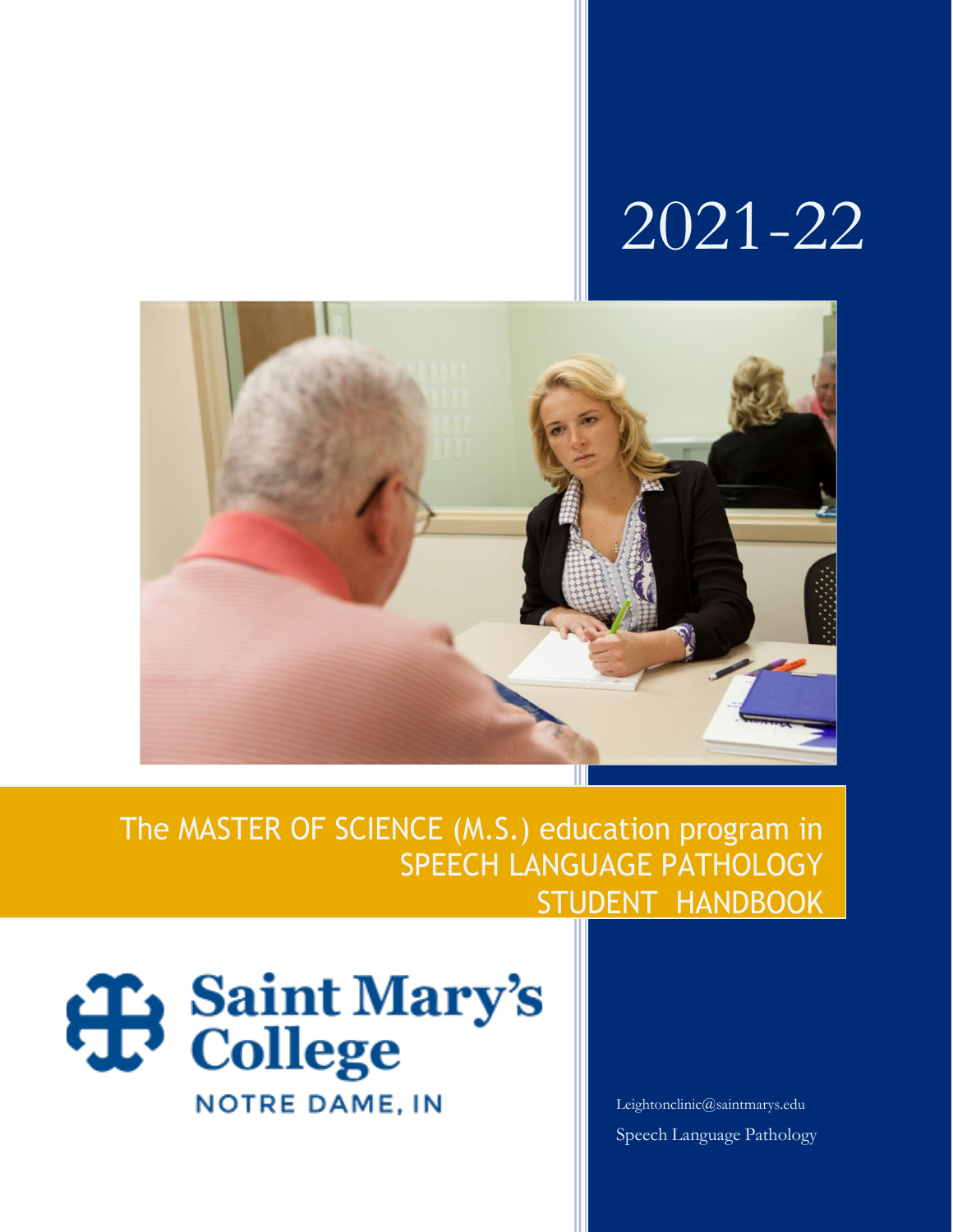# 2021-22

## The MASTER OF SCIENCE (M.S.) education program in SPEECH LANGUAGE PATHOLOGY STUDENT HANDBOOK

Saint Mary's College

NOTRE DAME, IN

Leightonclinic@saintmarys.edu

Speech Language Pathology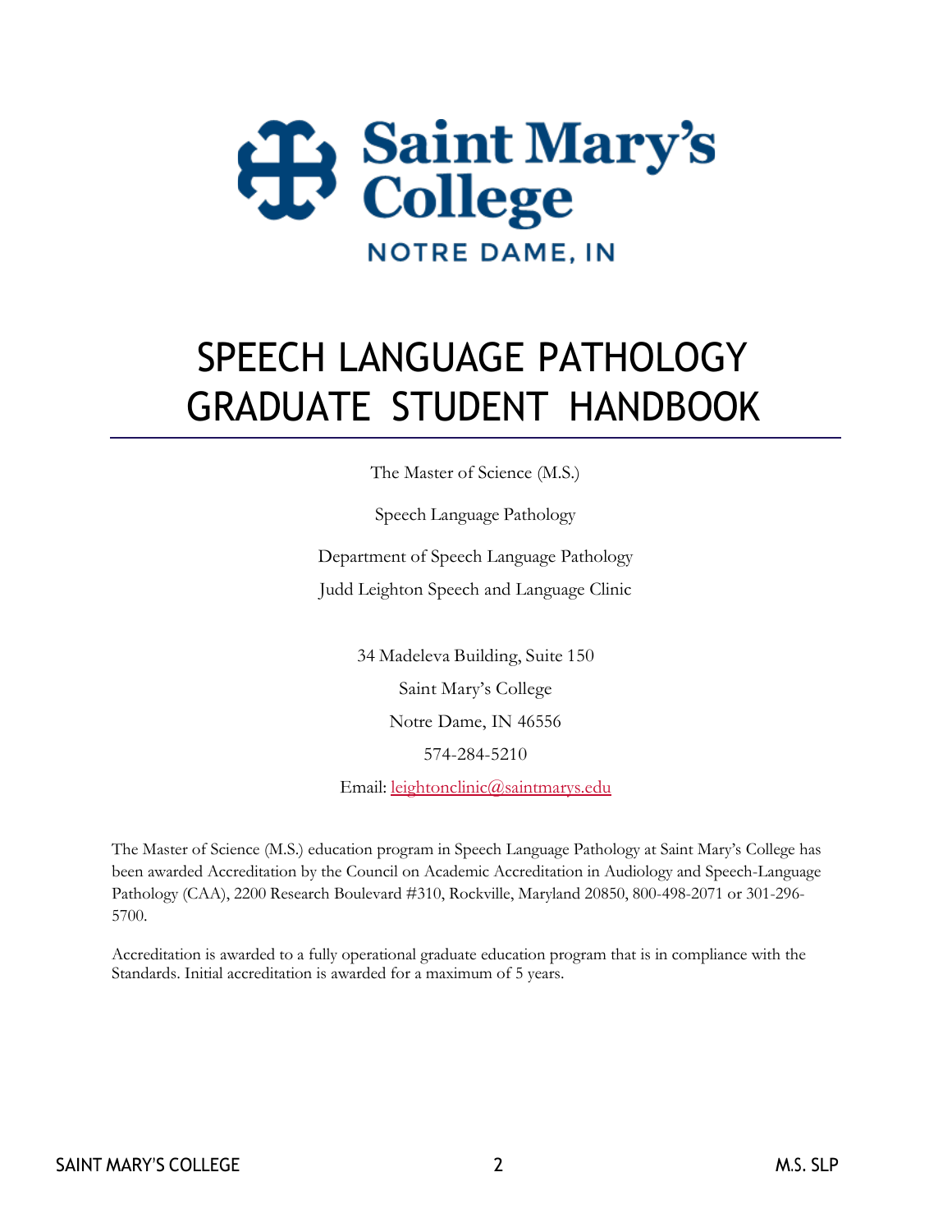Saint Mary's College

NOTRE DAME, IN

# SPEECH LANGUAGE PATHOLOGY GRADUATE STUDENT HANDBOOK

The Master of Science (M.S.)

Speech Language Pathology

Department of Speech Language Pathology

Judd Leighton Speech and Language Clinic

34 Madeleva Building, Suite 150

Saint Mary's College

Notre Dame, IN 46556

574-284-5210

Email: leightonclinic@saintmarys.edu

The Master of Science (M.S.) education program in Speech Language Pathology at Saint Mary's College has been awarded Accreditation by the Council on Academic Accreditation in Audiology and Speech-Language Pathology (CAA), 2200 Research Boulevard #310, Rockville, Maryland 20850, 800-498-2071 or 301-296-5700.

Accreditation is awarded to a fully operational graduate education program that is in compliance with the Standards. Initial accreditation is awarded for a maximum of 5 years.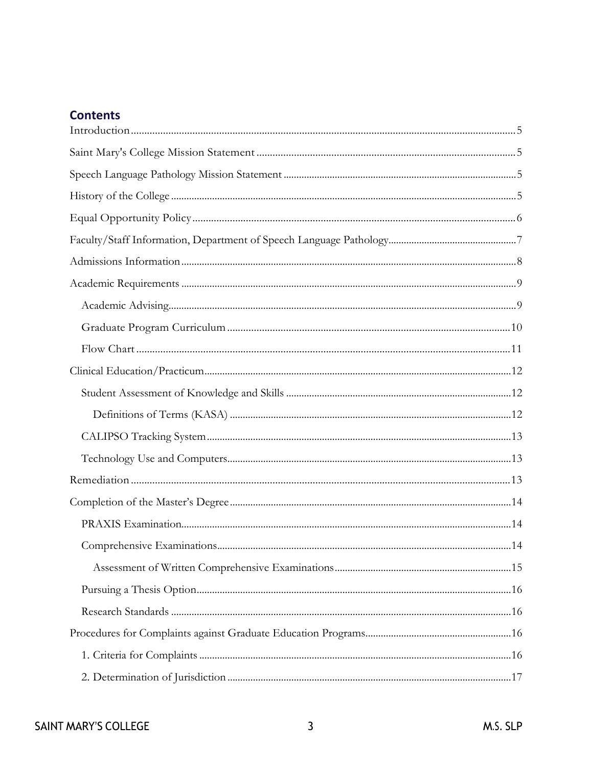## Contents

- Introduction ... 5
- Saint Mary's College Mission Statement ... 5
- Speech Language Pathology Mission Statement ... 5
- History of the College ... 5
- Equal Opportunity Policy ... 6
- Faculty/Staff Information, Department of Speech Language Pathology ... 7
- Admissions Information ... 8
- Academic Requirements ... 9
  - Academic Advising ... 9
  - Graduate Program Curriculum ... 10
  - Flow Chart ... 11
- Clinical Education/Practicum ... 12
  - Student Assessment of Knowledge and Skills ... 12
    - Definitions of Terms (KASA) ... 12
  - CALIPSO Tracking System ... 13
  - Technology Use and Computers ... 13
- Remediation ... 13
- Completion of the Master's Degree ... 14
  - PRAXIS Examination ... 14
  - Comprehensive Examinations ... 14
    - Assessment of Written Comprehensive Examinations ... 15
  - Pursuing a Thesis Option ... 16
  - Research Standards ... 16
- Procedures for Complaints against Graduate Education Programs ... 16
  - 1. Criteria for Complaints ... 16
  - 2. Determination of Jurisdiction ... 17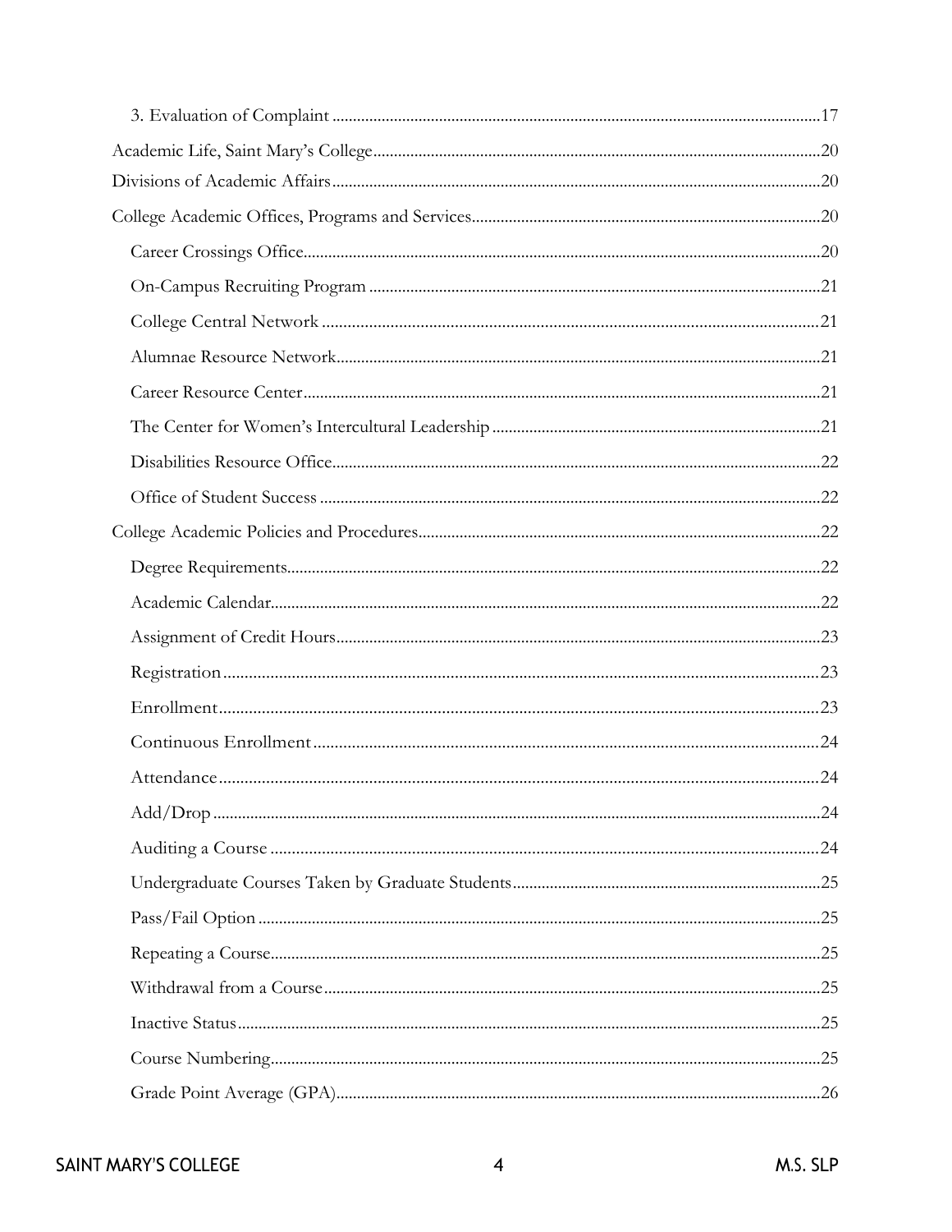3. Evaluation of Complaint ....................................................................................................17

Academic Life, Saint Mary's College ..........................................................................................20

Divisions of Academic Affairs ....................................................................................................20

College Academic Offices, Programs and Services ..................................................................20

Career Crossings Office ...........................................................................................................20

On-Campus Recruiting Program ............................................................................................21

College Central Network .........................................................................................................21

Alumnae Resource Network ....................................................................................................21

Career Resource Center ...........................................................................................................21

The Center for Women's Intercultural Leadership ..............................................................21

Disabilities Resource Office .....................................................................................................22

Office of Student Success ........................................................................................................22

College Academic Policies and Procedures ...............................................................................22

Degree Requirements ...............................................................................................................22

Academic Calendar ....................................................................................................................22

Assignment of Credit Hours ....................................................................................................23

Registration ................................................................................................................................23

Enrollment ..................................................................................................................................23

Continuous Enrollment ............................................................................................................24

Attendance ..................................................................................................................................24

Add/Drop ...................................................................................................................................24

Auditing a Course .....................................................................................................................24

Undergraduate Courses Taken by Graduate Students ..........................................................25

Pass/Fail Option .......................................................................................................................25

Repeating a Course ...................................................................................................................25

Withdrawal from a Course .......................................................................................................25

Inactive Status .............................................................................................................................25

Course Numbering ....................................................................................................................25

Grade Point Average (GPA) .....................................................................................................26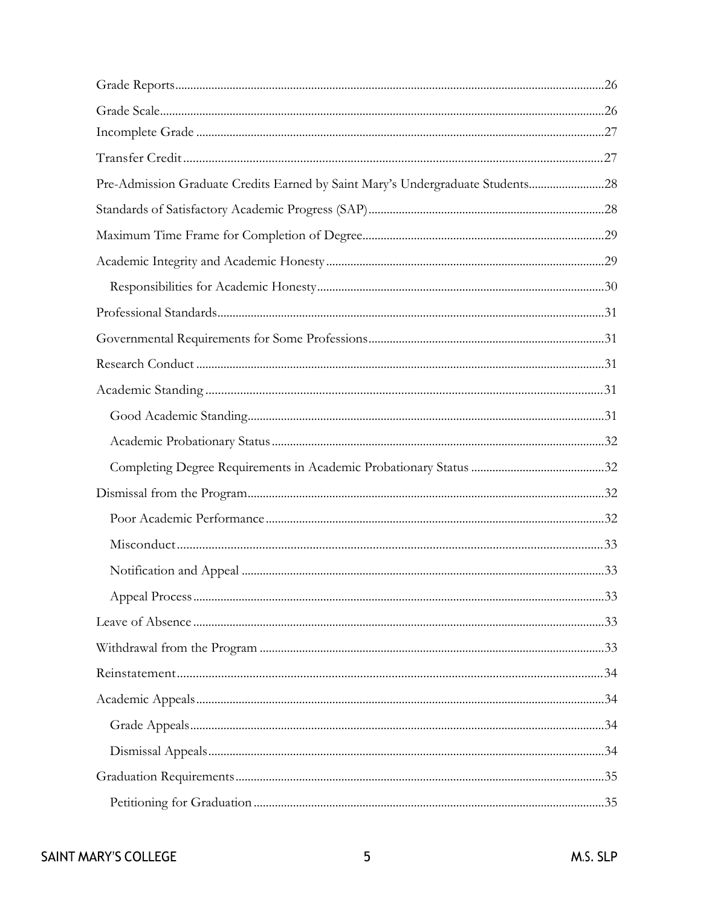Grade Reports.....26

Grade Scale.....26

Incomplete Grade.....27

Transfer Credit.....27

Pre-Admission Graduate Credits Earned by Saint Mary's Undergraduate Students.....28

Standards of Satisfactory Academic Progress (SAP).....28

Maximum Time Frame for Completion of Degree.....29

Academic Integrity and Academic Honesty.....29

- Responsibilities for Academic Honesty.....30

Professional Standards.....31

Governmental Requirements for Some Professions.....31

Research Conduct.....31

Academic Standing.....31

- Good Academic Standing.....31
- Academic Probationary Status.....32
- Completing Degree Requirements in Academic Probationary Status.....32

Dismissal from the Program.....32

- Poor Academic Performance.....32
- Misconduct.....33
- Notification and Appeal.....33
- Appeal Process.....33

Leave of Absence.....33

Withdrawal from the Program.....33

Reinstatement.....34

Academic Appeals.....34

- Grade Appeals.....34
- Dismissal Appeals.....34

Graduation Requirements.....35

- Petitioning for Graduation.....35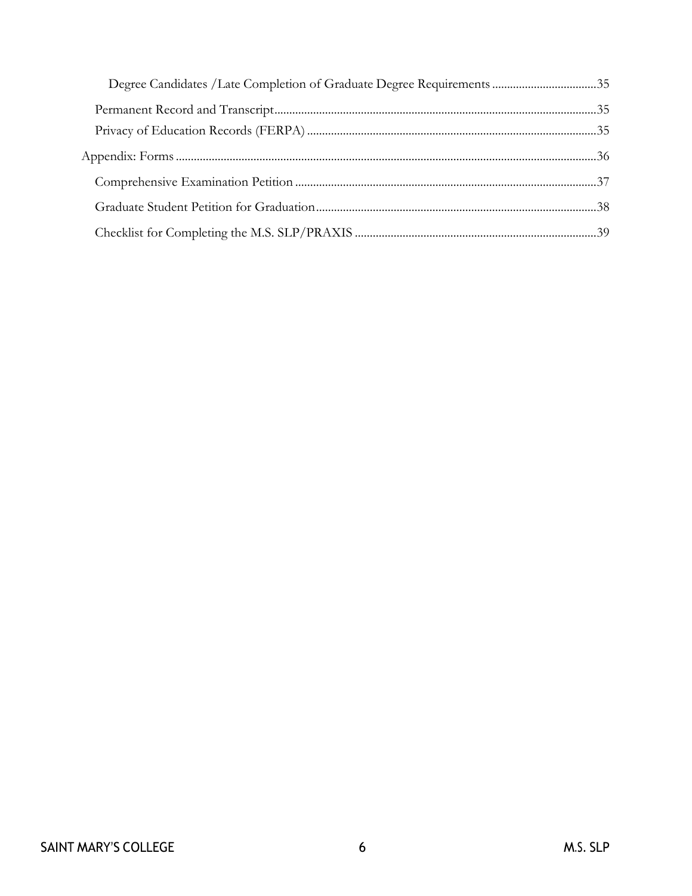- Degree Candidates /Late Completion of Graduate Degree Requirements ....................................35
- Permanent Record and Transcript ....................................35
- Privacy of Education Records (FERPA) ....................................35

Appendix: Forms ....................................36

- Comprehensive Examination Petition ....................................37
- Graduate Student Petition for Graduation ....................................38
- Checklist for Completing the M.S. SLP/PRAXIS ....................................39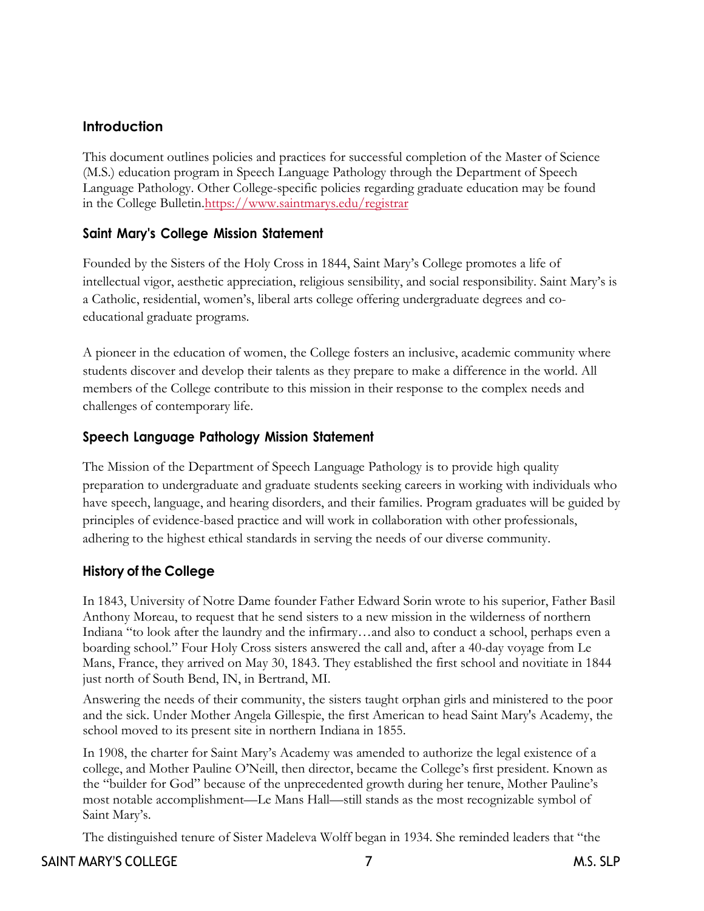## Introduction

This document outlines policies and practices for successful completion of the Master of Science (M.S.) education program in Speech Language Pathology through the Department of Speech Language Pathology. Other College-specific policies regarding graduate education may be found in the College Bulletin.[https://www.saintmarys.edu/registrar](https://www.saintmarys.edu/registrar)

### Saint Mary's College Mission Statement

Founded by the Sisters of the Holy Cross in 1844, Saint Mary's College promotes a life of intellectual vigor, aesthetic appreciation, religious sensibility, and social responsibility. Saint Mary's is a Catholic, residential, women's, liberal arts college offering undergraduate degrees and co-educational graduate programs.

A pioneer in the education of women, the College fosters an inclusive, academic community where students discover and develop their talents as they prepare to make a difference in the world. All members of the College contribute to this mission in their response to the complex needs and challenges of contemporary life.

### Speech Language Pathology Mission Statement

The Mission of the Department of Speech Language Pathology is to provide high quality preparation to undergraduate and graduate students seeking careers in working with individuals who have speech, language, and hearing disorders, and their families. Program graduates will be guided by principles of evidence-based practice and will work in collaboration with other professionals, adhering to the highest ethical standards in serving the needs of our diverse community.

### History of the College

In 1843, University of Notre Dame founder Father Edward Sorin wrote to his superior, Father Basil Anthony Moreau, to request that he send sisters to a new mission in the wilderness of northern Indiana "to look after the laundry and the infirmary…and also to conduct a school, perhaps even a boarding school." Four Holy Cross sisters answered the call and, after a 40-day voyage from Le Mans, France, they arrived on May 30, 1843. They established the first school and novitiate in 1844 just north of South Bend, IN, in Bertrand, MI.

Answering the needs of their community, the sisters taught orphan girls and ministered to the poor and the sick. Under Mother Angela Gillespie, the first American to head Saint Mary's Academy, the school moved to its present site in northern Indiana in 1855.

In 1908, the charter for Saint Mary's Academy was amended to authorize the legal existence of a college, and Mother Pauline O'Neill, then director, became the College's first president. Known as the "builder for God" because of the unprecedented growth during her tenure, Mother Pauline's most notable accomplishment—Le Mans Hall—still stands as the most recognizable symbol of Saint Mary's.

The distinguished tenure of Sister Madeleva Wolff began in 1934. She reminded leaders that "the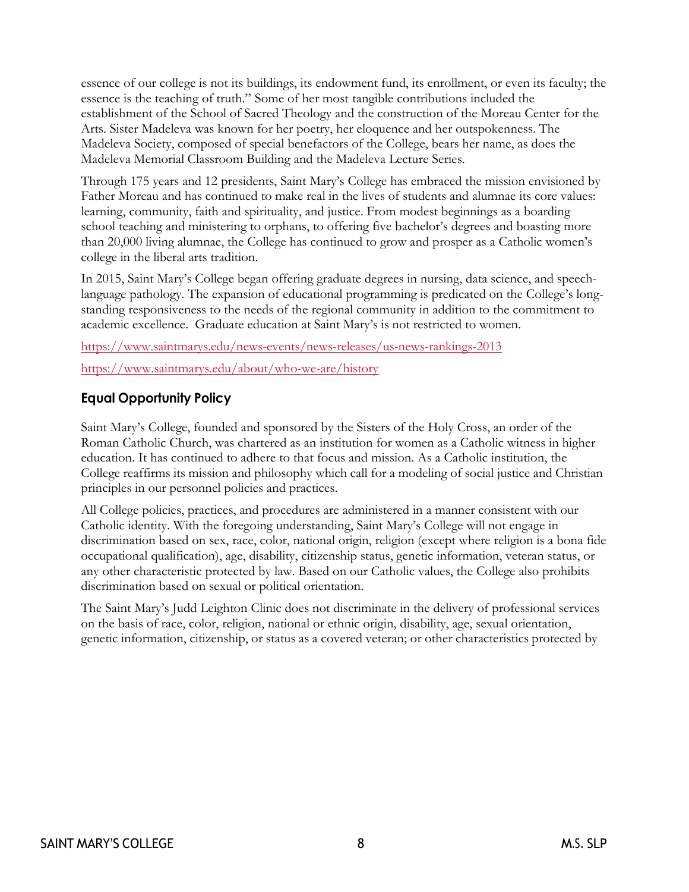essence of our college is not its buildings, its endowment fund, its enrollment, or even its faculty; the essence is the teaching of truth." Some of her most tangible contributions included the establishment of the School of Sacred Theology and the construction of the Moreau Center for the Arts. Sister Madeleva was known for her poetry, her eloquence and her outspokenness. The Madeleva Society, composed of special benefactors of the College, bears her name, as does the Madeleva Memorial Classroom Building and the Madeleva Lecture Series.

Through 175 years and 12 presidents, Saint Mary's College has embraced the mission envisioned by Father Moreau and has continued to make real in the lives of students and alumnae its core values: learning, community, faith and spirituality, and justice. From modest beginnings as a boarding school teaching and ministering to orphans, to offering five bachelor's degrees and boasting more than 20,000 living alumnae, the College has continued to grow and prosper as a Catholic women's college in the liberal arts tradition.

In 2015, Saint Mary's College began offering graduate degrees in nursing, data science, and speech-language pathology. The expansion of educational programming is predicated on the College's long-standing responsiveness to the needs of the regional community in addition to the commitment to academic excellence. Graduate education at Saint Mary's is not restricted to women.

https://www.saintmarys.edu/news-events/news-releases/us-news-rankings-2013

https://www.saintmarys.edu/about/who-we-are/history

## Equal Opportunity Policy

Saint Mary's College, founded and sponsored by the Sisters of the Holy Cross, an order of the Roman Catholic Church, was chartered as an institution for women as a Catholic witness in higher education. It has continued to adhere to that focus and mission. As a Catholic institution, the College reaffirms its mission and philosophy which call for a modeling of social justice and Christian principles in our personnel policies and practices.

All College policies, practices, and procedures are administered in a manner consistent with our Catholic identity. With the foregoing understanding, Saint Mary's College will not engage in discrimination based on sex, race, color, national origin, religion (except where religion is a bona fide occupational qualification), age, disability, citizenship status, genetic information, veteran status, or any other characteristic protected by law. Based on our Catholic values, the College also prohibits discrimination based on sexual or political orientation.

The Saint Mary's Judd Leighton Clinic does not discriminate in the delivery of professional services on the basis of race, color, religion, national or ethnic origin, disability, age, sexual orientation, genetic information, citizenship, or status as a covered veteran; or other characteristics protected by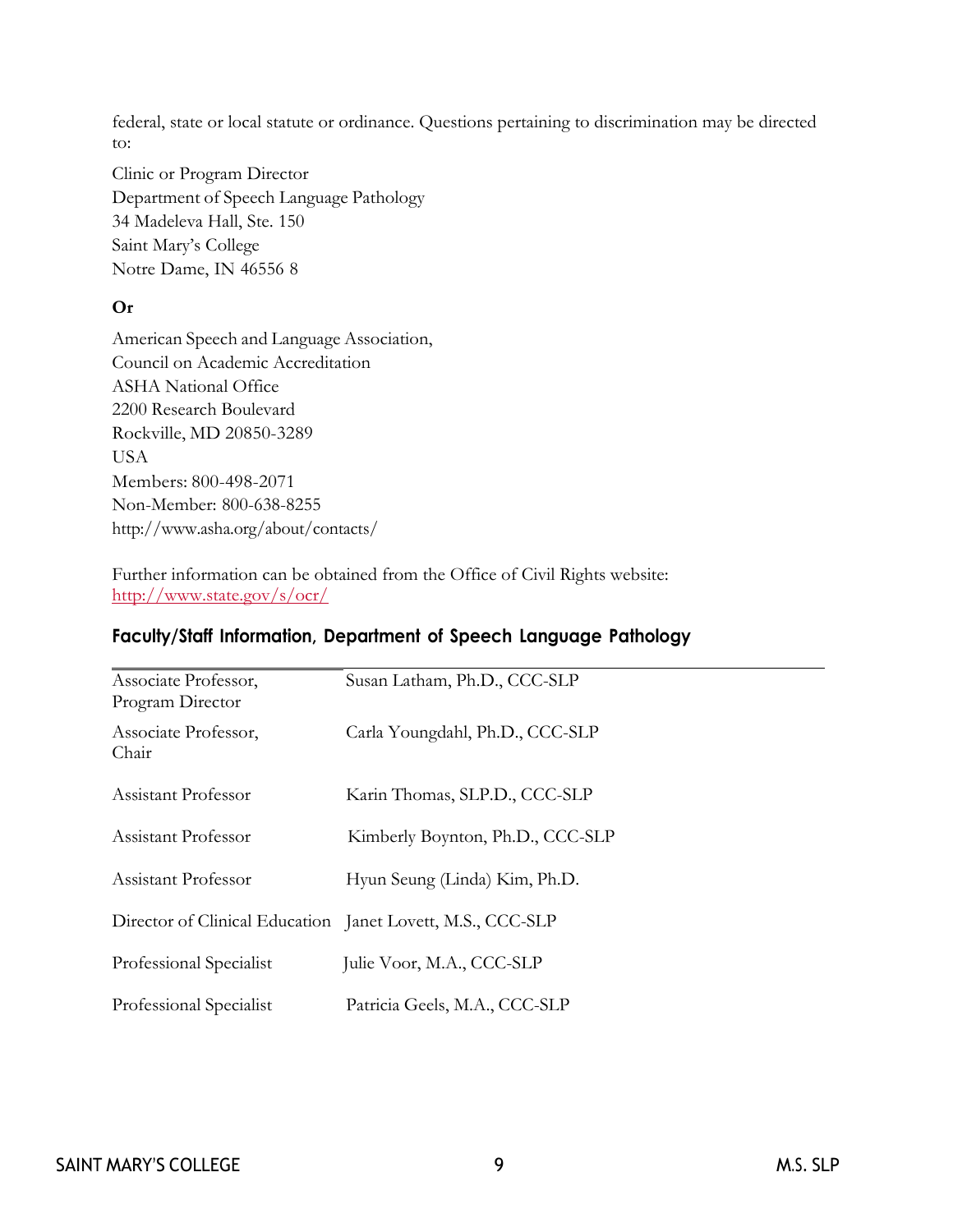federal, state or local statute or ordinance. Questions pertaining to discrimination may be directed to:

Clinic or Program Director
Department of Speech Language Pathology
34 Madeleva Hall, Ste. 150
Saint Mary's College
Notre Dame, IN 46556 8

**Or**

American Speech and Language Association,
Council on Academic Accreditation
ASHA National Office
2200 Research Boulevard
Rockville, MD 20850-3289
USA
Members: 800-498-2071
Non-Member: 800-638-8255
http://www.asha.org/about/contacts/

Further information can be obtained from the Office of Civil Rights website: http://www.state.gov/s/ocr/

## Faculty/Staff Information, Department of Speech Language Pathology

| | |
|---|---|
| Associate Professor, Program Director | Susan Latham, Ph.D., CCC-SLP |
| Associate Professor, Chair | Carla Youngdahl, Ph.D., CCC-SLP |
| Assistant Professor | Karin Thomas, SLP.D., CCC-SLP |
| Assistant Professor | Kimberly Boynton, Ph.D., CCC-SLP |
| Assistant Professor | Hyun Seung (Linda) Kim, Ph.D. |
| Director of Clinical Education | Janet Lovett, M.S., CCC-SLP |
| Professional Specialist | Julie Voor, M.A., CCC-SLP |
| Professional Specialist | Patricia Geels, M.A., CCC-SLP |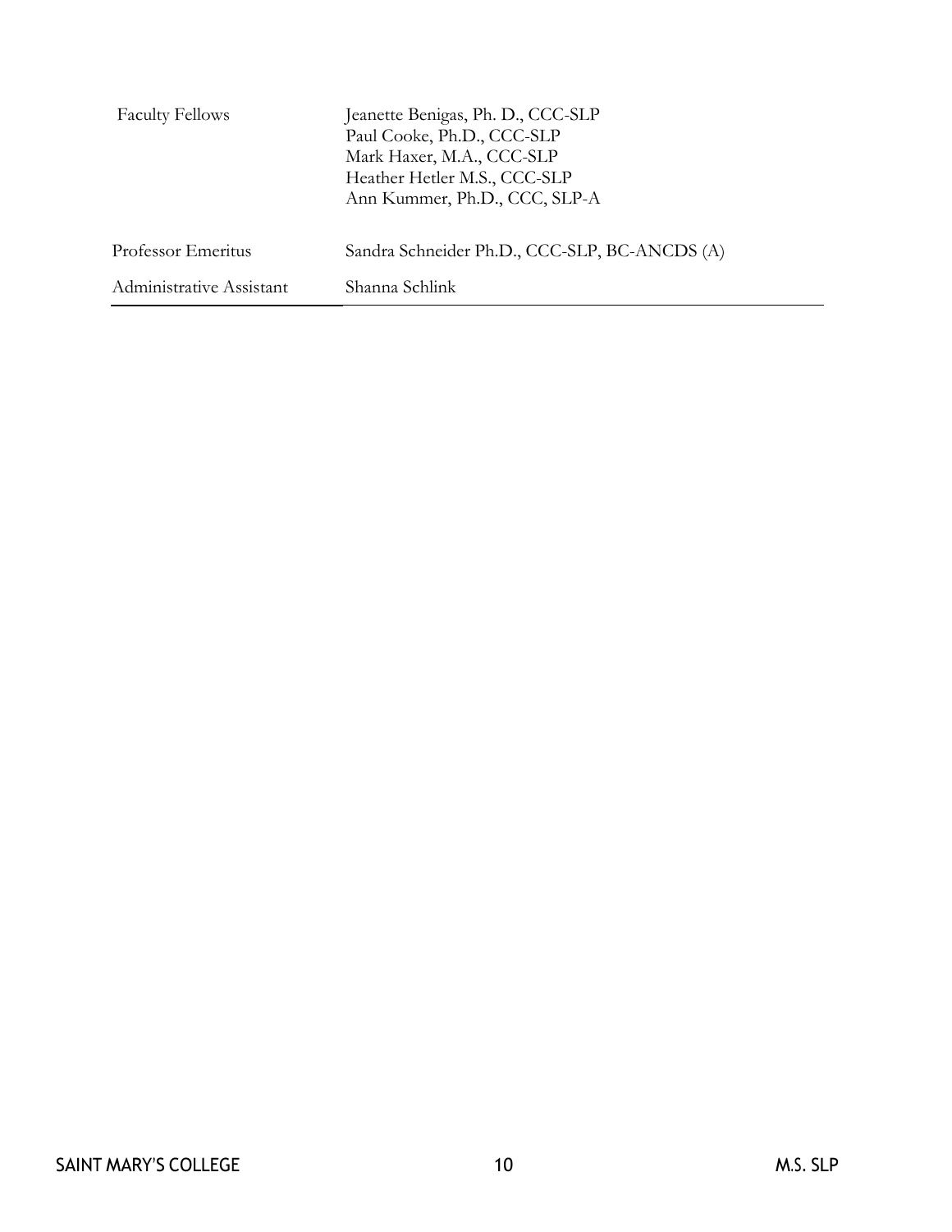| | |
|---|---|
| Faculty Fellows | Jeanette Benigas, Ph. D., CCC-SLP<br>Paul Cooke, Ph.D., CCC-SLP<br>Mark Haxer, M.A., CCC-SLP<br>Heather Hetler M.S., CCC-SLP<br>Ann Kummer, Ph.D., CCC, SLP-A |
| Professor Emeritus | Sandra Schneider Ph.D., CCC-SLP, BC-ANCDS (A) |
| Administrative Assistant | Shanna Schlink |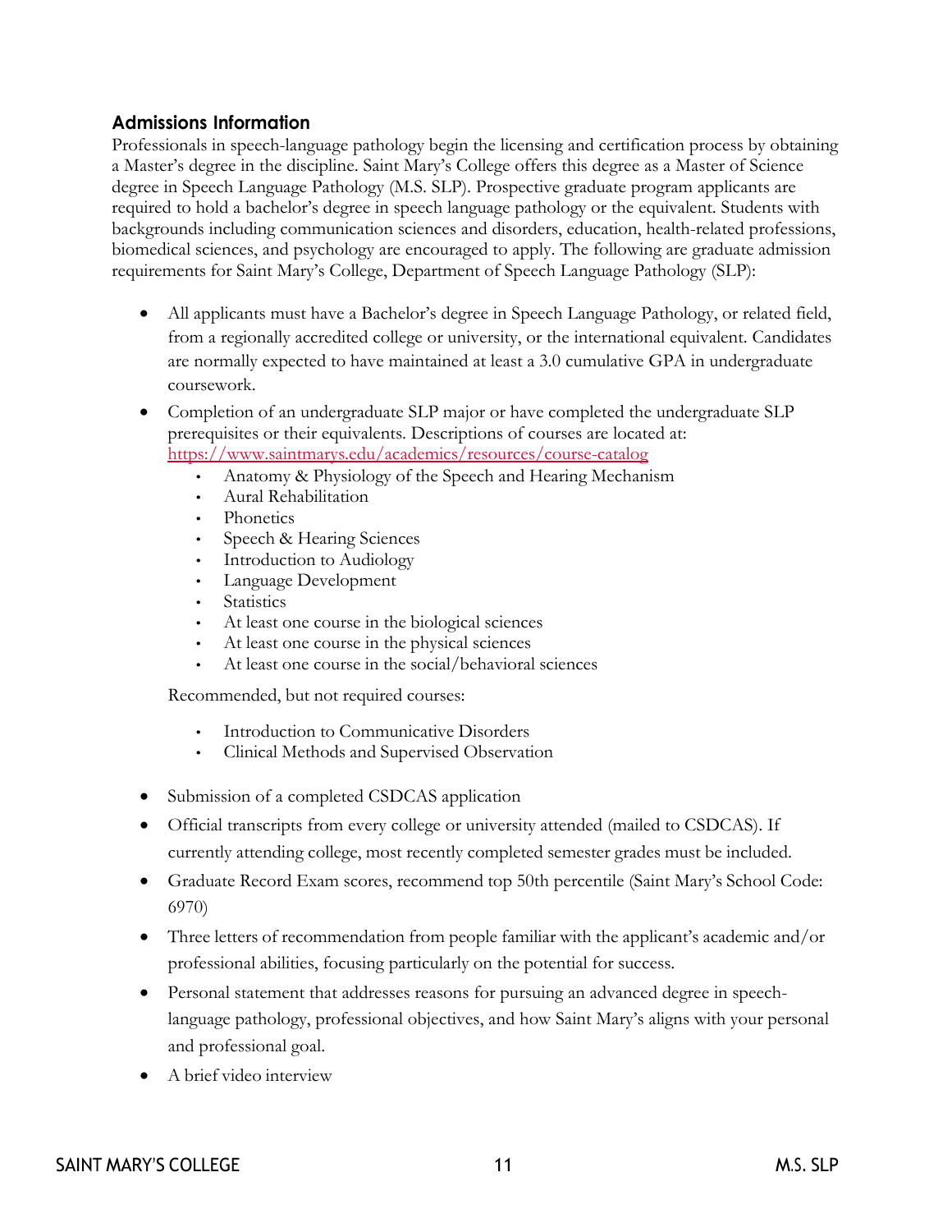## Admissions Information

Professionals in speech-language pathology begin the licensing and certification process by obtaining a Master's degree in the discipline. Saint Mary's College offers this degree as a Master of Science degree in Speech Language Pathology (M.S. SLP). Prospective graduate program applicants are required to hold a bachelor's degree in speech language pathology or the equivalent. Students with backgrounds including communication sciences and disorders, education, health-related professions, biomedical sciences, and psychology are encouraged to apply. The following are graduate admission requirements for Saint Mary's College, Department of Speech Language Pathology (SLP):

- All applicants must have a Bachelor's degree in Speech Language Pathology, or related field, from a regionally accredited college or university, or the international equivalent. Candidates are normally expected to have maintained at least a 3.0 cumulative GPA in undergraduate coursework.
- Completion of an undergraduate SLP major or have completed the undergraduate SLP prerequisites or their equivalents. Descriptions of courses are located at: https://www.saintmarys.edu/academics/resources/course-catalog
  - Anatomy & Physiology of the Speech and Hearing Mechanism
  - Aural Rehabilitation
  - Phonetics
  - Speech & Hearing Sciences
  - Introduction to Audiology
  - Language Development
  - Statistics
  - At least one course in the biological sciences
  - At least one course in the physical sciences
  - At least one course in the social/behavioral sciences

  Recommended, but not required courses:

  - Introduction to Communicative Disorders
  - Clinical Methods and Supervised Observation
- Submission of a completed CSDCAS application
- Official transcripts from every college or university attended (mailed to CSDCAS). If currently attending college, most recently completed semester grades must be included.
- Graduate Record Exam scores, recommend top 50th percentile (Saint Mary's School Code: 6970)
- Three letters of recommendation from people familiar with the applicant's academic and/or professional abilities, focusing particularly on the potential for success.
- Personal statement that addresses reasons for pursuing an advanced degree in speech-language pathology, professional objectives, and how Saint Mary's aligns with your personal and professional goal.
- A brief video interview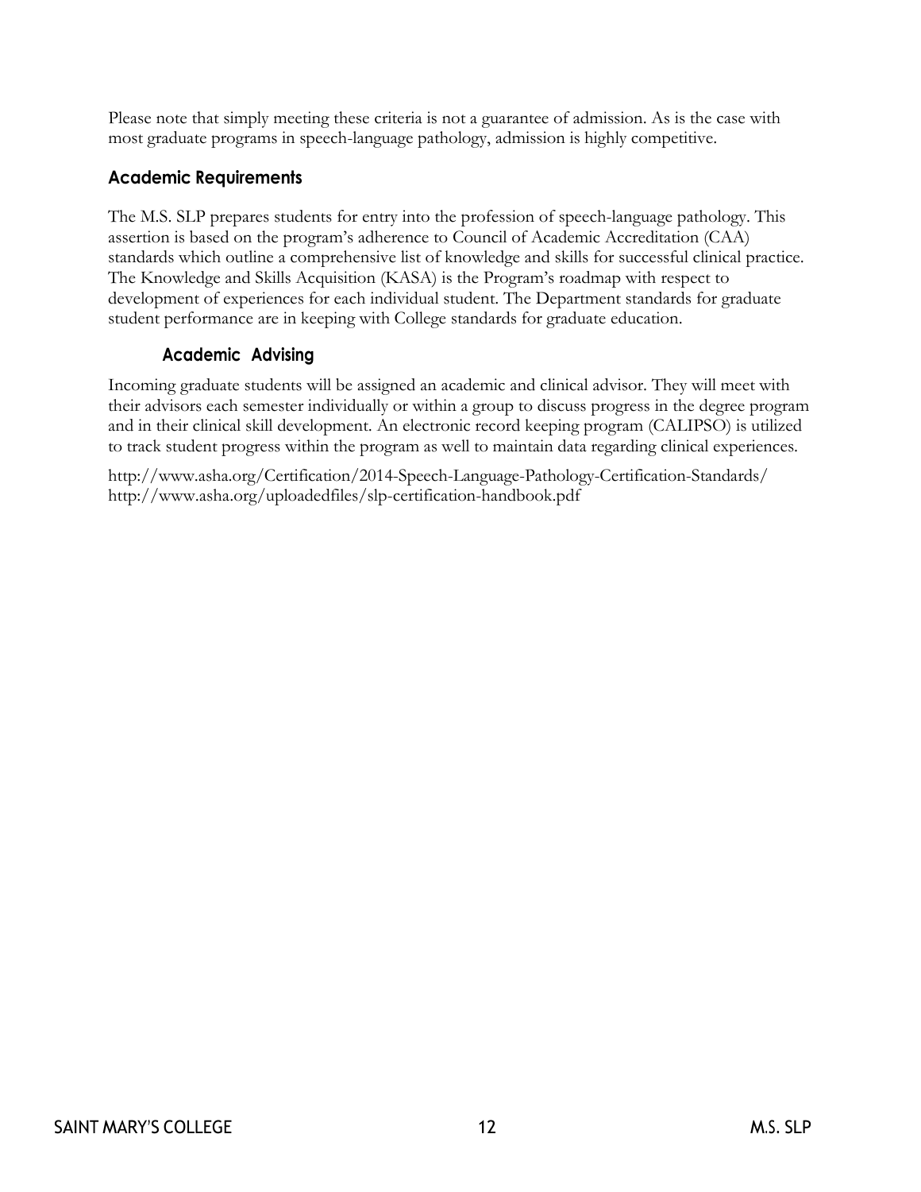Please note that simply meeting these criteria is not a guarantee of admission. As is the case with most graduate programs in speech-language pathology, admission is highly competitive.

## Academic Requirements

The M.S. SLP prepares students for entry into the profession of speech-language pathology. This assertion is based on the program's adherence to Council of Academic Accreditation (CAA) standards which outline a comprehensive list of knowledge and skills for successful clinical practice. The Knowledge and Skills Acquisition (KASA) is the Program's roadmap with respect to development of experiences for each individual student. The Department standards for graduate student performance are in keeping with College standards for graduate education.

### Academic Advising

Incoming graduate students will be assigned an academic and clinical advisor. They will meet with their advisors each semester individually or within a group to discuss progress in the degree program and in their clinical skill development. An electronic record keeping program (CALIPSO) is utilized to track student progress within the program as well to maintain data regarding clinical experiences.

http://www.asha.org/Certification/2014-Speech-Language-Pathology-Certification-Standards/
http://www.asha.org/uploadedfiles/slp-certification-handbook.pdf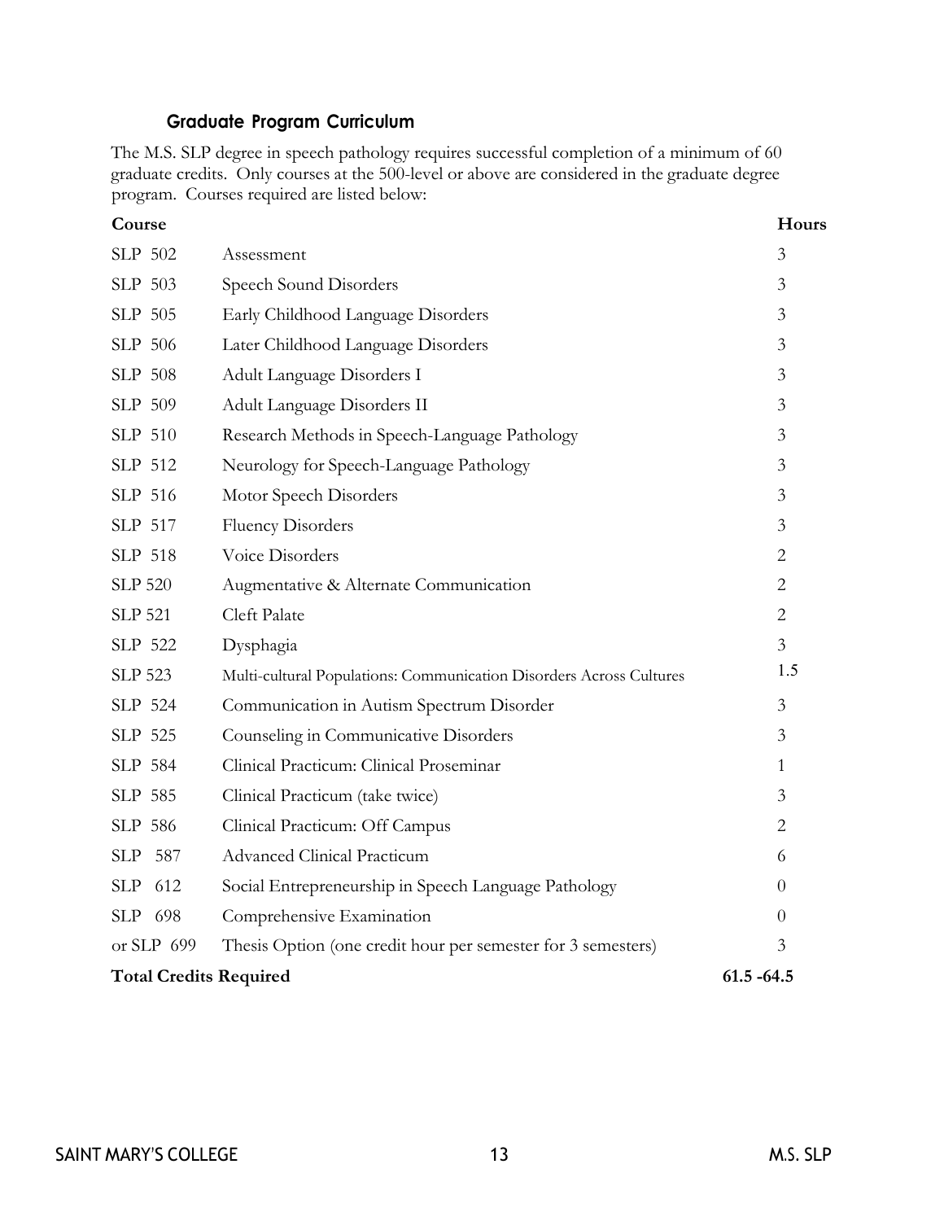### Graduate Program Curriculum

The M.S. SLP degree in speech pathology requires successful completion of a minimum of 60 graduate credits. Only courses at the 500-level or above are considered in the graduate degree program. Courses required are listed below:

| Course | | Hours |
|---|---|---|
| SLP 502 | Assessment | 3 |
| SLP 503 | Speech Sound Disorders | 3 |
| SLP 505 | Early Childhood Language Disorders | 3 |
| SLP 506 | Later Childhood Language Disorders | 3 |
| SLP 508 | Adult Language Disorders I | 3 |
| SLP 509 | Adult Language Disorders II | 3 |
| SLP 510 | Research Methods in Speech-Language Pathology | 3 |
| SLP 512 | Neurology for Speech-Language Pathology | 3 |
| SLP 516 | Motor Speech Disorders | 3 |
| SLP 517 | Fluency Disorders | 3 |
| SLP 518 | Voice Disorders | 2 |
| SLP 520 | Augmentative & Alternate Communication | 2 |
| SLP 521 | Cleft Palate | 2 |
| SLP 522 | Dysphagia | 3 |
| SLP 523 | Multi-cultural Populations: Communication Disorders Across Cultures | 1.5 |
| SLP 524 | Communication in Autism Spectrum Disorder | 3 |
| SLP 525 | Counseling in Communicative Disorders | 3 |
| SLP 584 | Clinical Practicum: Clinical Proseminar | 1 |
| SLP 585 | Clinical Practicum (take twice) | 3 |
| SLP 586 | Clinical Practicum: Off Campus | 2 |
| SLP 587 | Advanced Clinical Practicum | 6 |
| SLP 612 | Social Entrepreneurship in Speech Language Pathology | 0 |
| SLP 698 | Comprehensive Examination | 0 |
| or SLP 699 | Thesis Option (one credit hour per semester for 3 semesters) | 3 |
| **Total Credits Required** | | **61.5 -64.5** |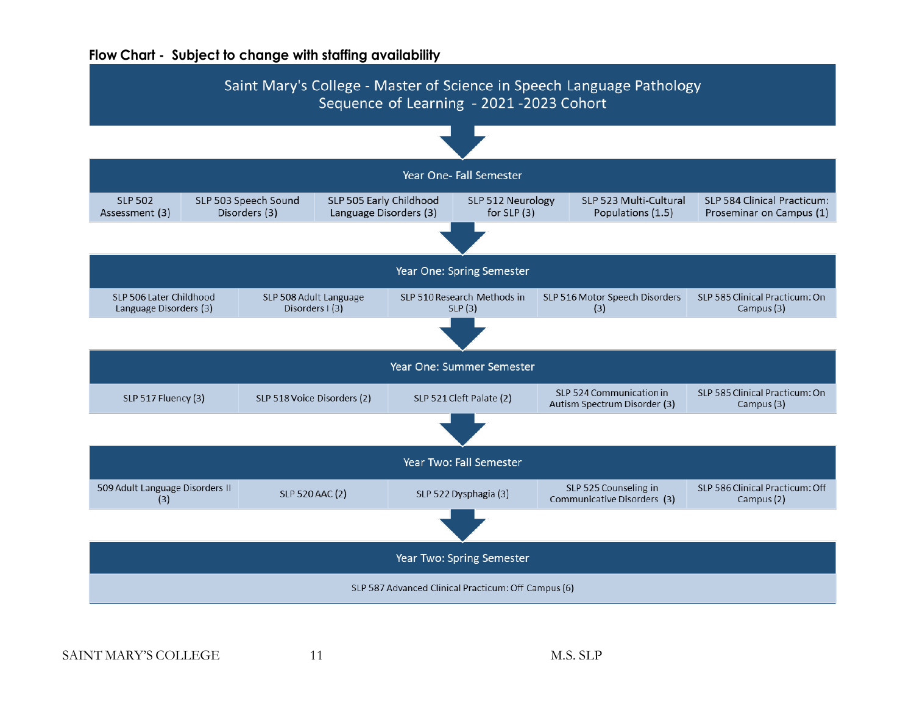**Flow Chart - Subject to change with staffing availability**

## Saint Mary's College - Master of Science in Speech Language Pathology
## Sequence of Learning - 2021 -2023 Cohort

### Year One- Fall Semester

| SLP 502 Assessment (3) | SLP 503 Speech Sound Disorders (3) | SLP 505 Early Childhood Language Disorders (3) | SLP 512 Neurology for SLP (3) | SLP 523 Multi-Cultural Populations (1.5) | SLP 584 Clinical Practicum: Proseminar on Campus (1) |
|---|---|---|---|---|---|

### Year One: Spring Semester

| SLP 506 Later Childhood Language Disorders (3) | SLP 508 Adult Language Disorders I (3) | SLP 510 Research Methods in SLP (3) | SLP 516 Motor Speech Disorders (3) | SLP 585 Clinical Practicum: On Campus (3) |
|---|---|---|---|---|

### Year One: Summer Semester

| SLP 517 Fluency (3) | SLP 518 Voice Disorders (2) | SLP 521 Cleft Palate (2) | SLP 524 Communication in Autism Spectrum Disorder (3) | SLP 585 Clinical Practicum: On Campus (3) |
|---|---|---|---|---|

### Year Two: Fall Semester

| 509 Adult Language Disorders II (3) | SLP 520 AAC (2) | SLP 522 Dysphagia (3) | SLP 525 Counseling in Communicative Disorders (3) | SLP 586 Clinical Practicum: Off Campus (2) |
|---|---|---|---|---|

### Year Two: Spring Semester

| SLP 587 Advanced Clinical Practicum: Off Campus (6) |
|---|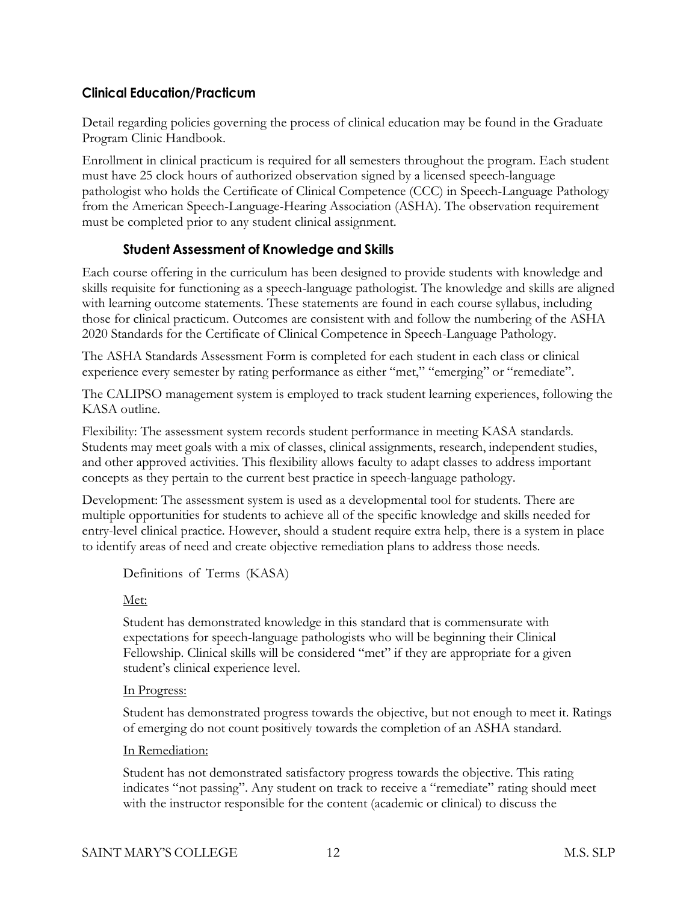## Clinical Education/Practicum

Detail regarding policies governing the process of clinical education may be found in the Graduate Program Clinic Handbook.

Enrollment in clinical practicum is required for all semesters throughout the program. Each student must have 25 clock hours of authorized observation signed by a licensed speech-language pathologist who holds the Certificate of Clinical Competence (CCC) in Speech-Language Pathology from the American Speech-Language-Hearing Association (ASHA). The observation requirement must be completed prior to any student clinical assignment.

### Student Assessment of Knowledge and Skills

Each course offering in the curriculum has been designed to provide students with knowledge and skills requisite for functioning as a speech-language pathologist. The knowledge and skills are aligned with learning outcome statements. These statements are found in each course syllabus, including those for clinical practicum. Outcomes are consistent with and follow the numbering of the ASHA 2020 Standards for the Certificate of Clinical Competence in Speech-Language Pathology.

The ASHA Standards Assessment Form is completed for each student in each class or clinical experience every semester by rating performance as either "met," "emerging" or "remediate".

The CALIPSO management system is employed to track student learning experiences, following the KASA outline.

Flexibility: The assessment system records student performance in meeting KASA standards. Students may meet goals with a mix of classes, clinical assignments, research, independent studies, and other approved activities. This flexibility allows faculty to adapt classes to address important concepts as they pertain to the current best practice in speech-language pathology.

Development: The assessment system is used as a developmental tool for students. There are multiple opportunities for students to achieve all of the specific knowledge and skills needed for entry-level clinical practice. However, should a student require extra help, there is a system in place to identify areas of need and create objective remediation plans to address those needs.

Definitions of Terms (KASA)

Met:

Student has demonstrated knowledge in this standard that is commensurate with expectations for speech-language pathologists who will be beginning their Clinical Fellowship. Clinical skills will be considered "met" if they are appropriate for a given student's clinical experience level.

In Progress:

Student has demonstrated progress towards the objective, but not enough to meet it. Ratings of emerging do not count positively towards the completion of an ASHA standard.

In Remediation:

Student has not demonstrated satisfactory progress towards the objective. This rating indicates "not passing". Any student on track to receive a "remediate" rating should meet with the instructor responsible for the content (academic or clinical) to discuss the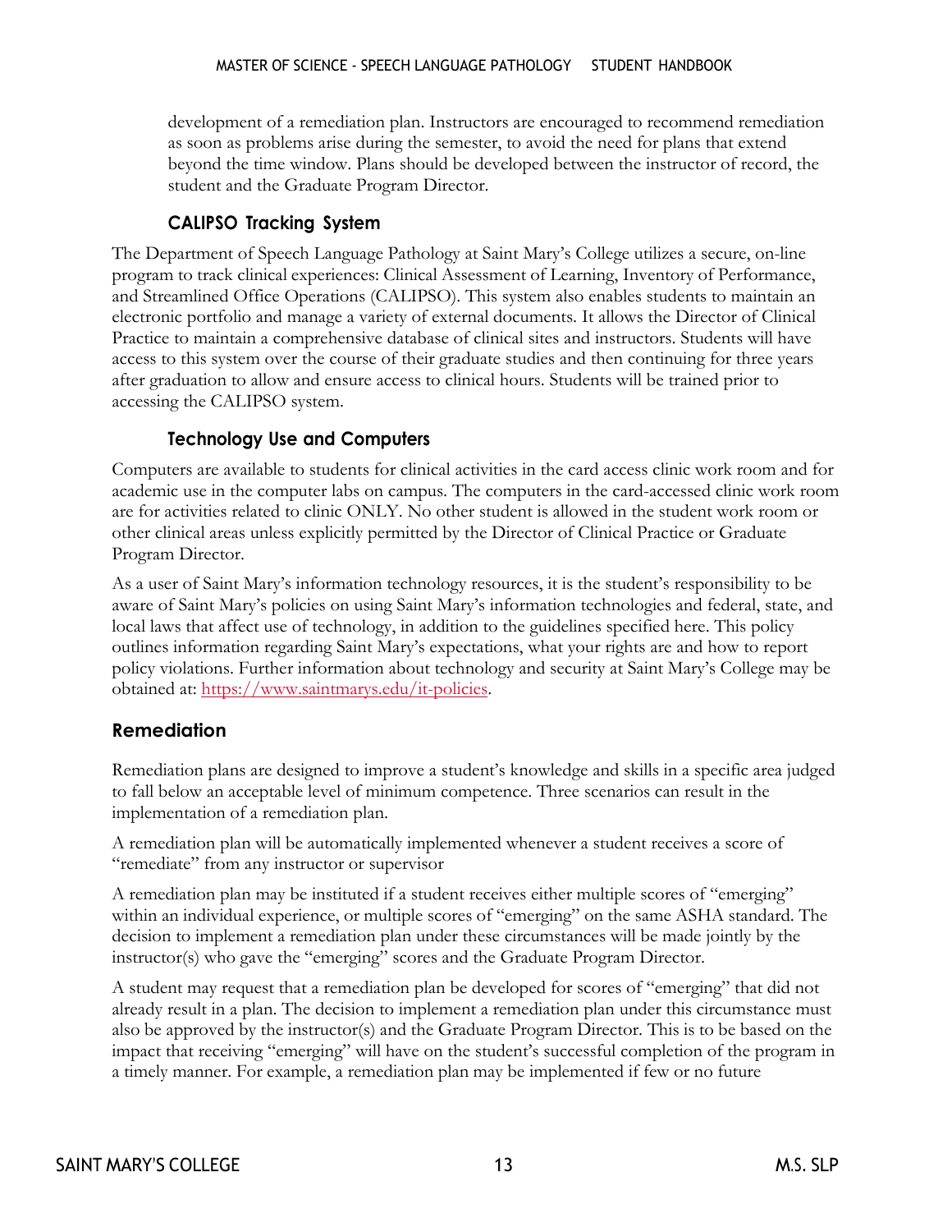development of a remediation plan. Instructors are encouraged to recommend remediation as soon as problems arise during the semester, to avoid the need for plans that extend beyond the time window. Plans should be developed between the instructor of record, the student and the Graduate Program Director.

### CALIPSO Tracking System

The Department of Speech Language Pathology at Saint Mary's College utilizes a secure, on-line program to track clinical experiences: Clinical Assessment of Learning, Inventory of Performance, and Streamlined Office Operations (CALIPSO). This system also enables students to maintain an electronic portfolio and manage a variety of external documents. It allows the Director of Clinical Practice to maintain a comprehensive database of clinical sites and instructors. Students will have access to this system over the course of their graduate studies and then continuing for three years after graduation to allow and ensure access to clinical hours. Students will be trained prior to accessing the CALIPSO system.

### Technology Use and Computers

Computers are available to students for clinical activities in the card access clinic work room and for academic use in the computer labs on campus. The computers in the card-accessed clinic work room are for activities related to clinic ONLY. No other student is allowed in the student work room or other clinical areas unless explicitly permitted by the Director of Clinical Practice or Graduate Program Director.

As a user of Saint Mary's information technology resources, it is the student's responsibility to be aware of Saint Mary's policies on using Saint Mary's information technologies and federal, state, and local laws that affect use of technology, in addition to the guidelines specified here. This policy outlines information regarding Saint Mary's expectations, what your rights are and how to report policy violations. Further information about technology and security at Saint Mary's College may be obtained at: https://www.saintmarys.edu/it-policies.

## Remediation

Remediation plans are designed to improve a student's knowledge and skills in a specific area judged to fall below an acceptable level of minimum competence. Three scenarios can result in the implementation of a remediation plan.

A remediation plan will be automatically implemented whenever a student receives a score of "remediate" from any instructor or supervisor

A remediation plan may be instituted if a student receives either multiple scores of "emerging" within an individual experience, or multiple scores of "emerging" on the same ASHA standard. The decision to implement a remediation plan under these circumstances will be made jointly by the instructor(s) who gave the "emerging" scores and the Graduate Program Director.

A student may request that a remediation plan be developed for scores of "emerging" that did not already result in a plan. The decision to implement a remediation plan under this circumstance must also be approved by the instructor(s) and the Graduate Program Director. This is to be based on the impact that receiving "emerging" will have on the student's successful completion of the program in a timely manner. For example, a remediation plan may be implemented if few or no future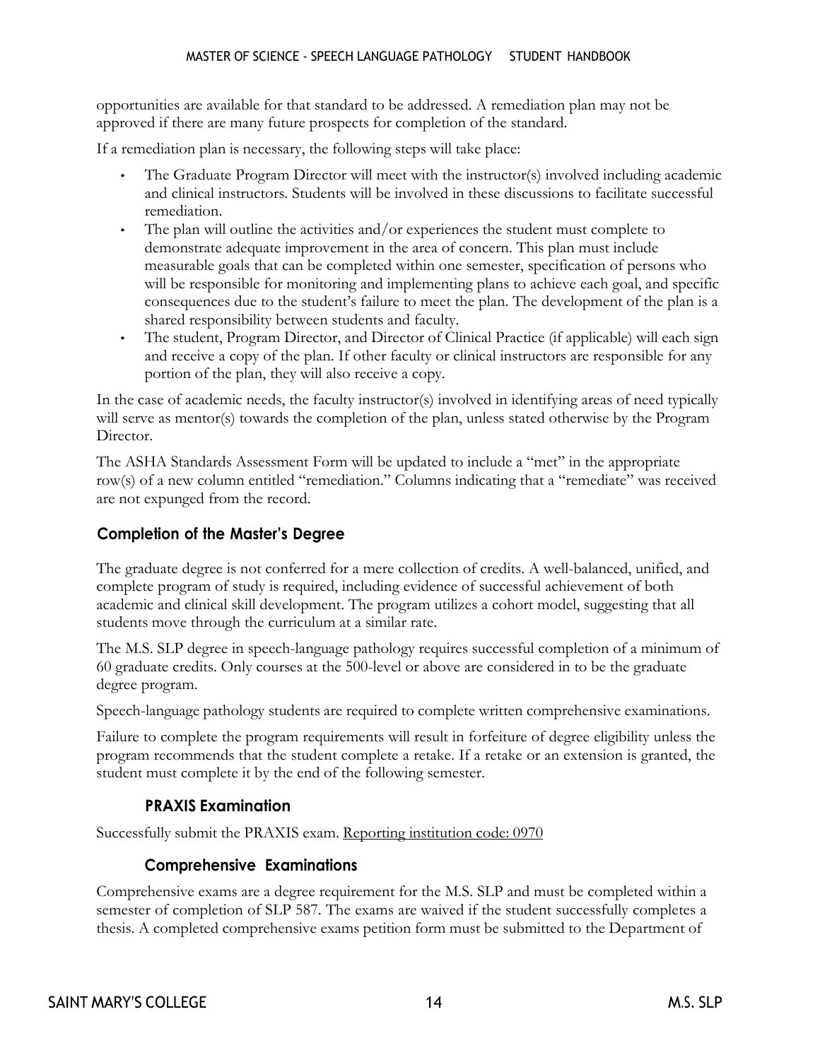opportunities are available for that standard to be addressed. A remediation plan may not be approved if there are many future prospects for completion of the standard.

If a remediation plan is necessary, the following steps will take place:

- The Graduate Program Director will meet with the instructor(s) involved including academic and clinical instructors. Students will be involved in these discussions to facilitate successful remediation.
- The plan will outline the activities and/or experiences the student must complete to demonstrate adequate improvement in the area of concern. This plan must include measurable goals that can be completed within one semester, specification of persons who will be responsible for monitoring and implementing plans to achieve each goal, and specific consequences due to the student's failure to meet the plan. The development of the plan is a shared responsibility between students and faculty.
- The student, Program Director, and Director of Clinical Practice (if applicable) will each sign and receive a copy of the plan. If other faculty or clinical instructors are responsible for any portion of the plan, they will also receive a copy.

In the case of academic needs, the faculty instructor(s) involved in identifying areas of need typically will serve as mentor(s) towards the completion of the plan, unless stated otherwise by the Program Director.

The ASHA Standards Assessment Form will be updated to include a "met" in the appropriate row(s) of a new column entitled "remediation." Columns indicating that a "remediate" was received are not expunged from the record.

## Completion of the Master's Degree

The graduate degree is not conferred for a mere collection of credits. A well-balanced, unified, and complete program of study is required, including evidence of successful achievement of both academic and clinical skill development. The program utilizes a cohort model, suggesting that all students move through the curriculum at a similar rate.

The M.S. SLP degree in speech-language pathology requires successful completion of a minimum of 60 graduate credits. Only courses at the 500-level or above are considered in to be the graduate degree program.

Speech-language pathology students are required to complete written comprehensive examinations.

Failure to complete the program requirements will result in forfeiture of degree eligibility unless the program recommends that the student complete a retake. If a retake or an extension is granted, the student must complete it by the end of the following semester.

### PRAXIS Examination

Successfully submit the PRAXIS exam. Reporting institution code: 0970

### Comprehensive Examinations

Comprehensive exams are a degree requirement for the M.S. SLP and must be completed within a semester of completion of SLP 587. The exams are waived if the student successfully completes a thesis. A completed comprehensive exams petition form must be submitted to the Department of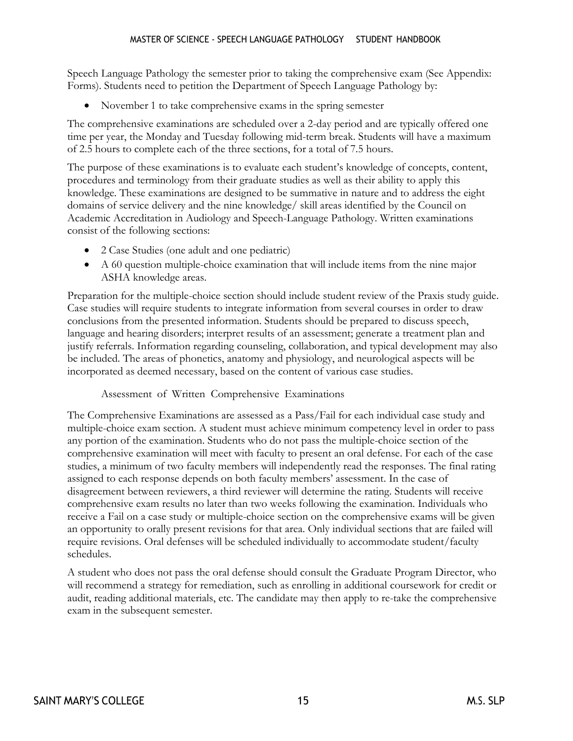Speech Language Pathology the semester prior to taking the comprehensive exam (See Appendix: Forms). Students need to petition the Department of Speech Language Pathology by:

- November 1 to take comprehensive exams in the spring semester

The comprehensive examinations are scheduled over a 2-day period and are typically offered one time per year, the Monday and Tuesday following mid-term break. Students will have a maximum of 2.5 hours to complete each of the three sections, for a total of 7.5 hours.

The purpose of these examinations is to evaluate each student's knowledge of concepts, content, procedures and terminology from their graduate studies as well as their ability to apply this knowledge. These examinations are designed to be summative in nature and to address the eight domains of service delivery and the nine knowledge/ skill areas identified by the Council on Academic Accreditation in Audiology and Speech-Language Pathology. Written examinations consist of the following sections:

- 2 Case Studies (one adult and one pediatric)
- A 60 question multiple-choice examination that will include items from the nine major ASHA knowledge areas.

Preparation for the multiple-choice section should include student review of the Praxis study guide. Case studies will require students to integrate information from several courses in order to draw conclusions from the presented information. Students should be prepared to discuss speech, language and hearing disorders; interpret results of an assessment; generate a treatment plan and justify referrals. Information regarding counseling, collaboration, and typical development may also be included. The areas of phonetics, anatomy and physiology, and neurological aspects will be incorporated as deemed necessary, based on the content of various case studies.

### Assessment of Written Comprehensive Examinations

The Comprehensive Examinations are assessed as a Pass/Fail for each individual case study and multiple-choice exam section. A student must achieve minimum competency level in order to pass any portion of the examination. Students who do not pass the multiple-choice section of the comprehensive examination will meet with faculty to present an oral defense. For each of the case studies, a minimum of two faculty members will independently read the responses. The final rating assigned to each response depends on both faculty members' assessment. In the case of disagreement between reviewers, a third reviewer will determine the rating. Students will receive comprehensive exam results no later than two weeks following the examination. Individuals who receive a Fail on a case study or multiple-choice section on the comprehensive exams will be given an opportunity to orally present revisions for that area. Only individual sections that are failed will require revisions. Oral defenses will be scheduled individually to accommodate student/faculty schedules.

A student who does not pass the oral defense should consult the Graduate Program Director, who will recommend a strategy for remediation, such as enrolling in additional coursework for credit or audit, reading additional materials, etc. The candidate may then apply to re-take the comprehensive exam in the subsequent semester.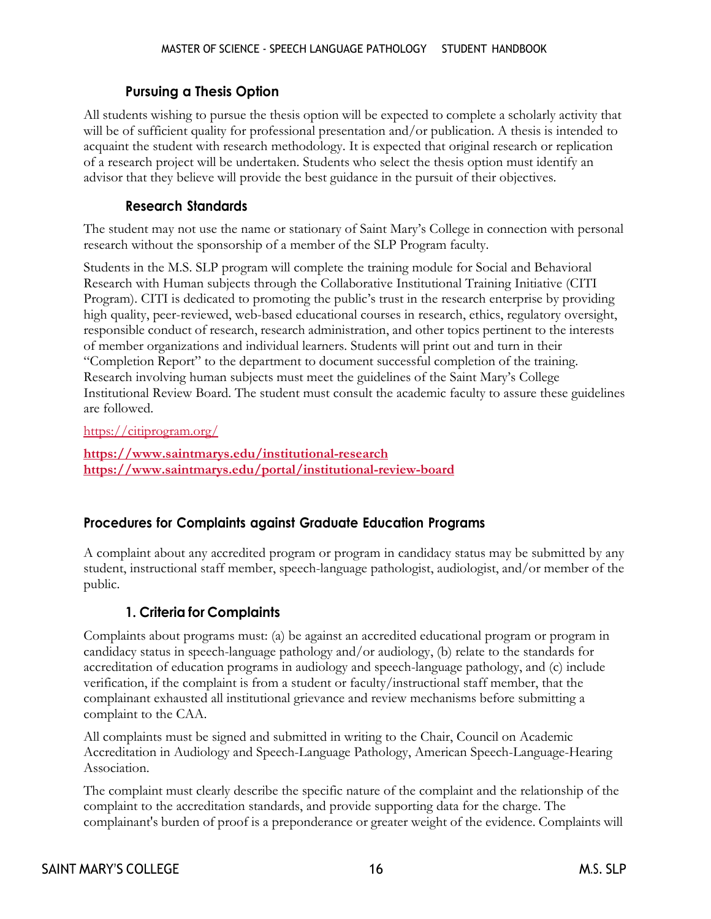### Pursuing a Thesis Option

All students wishing to pursue the thesis option will be expected to complete a scholarly activity that will be of sufficient quality for professional presentation and/or publication. A thesis is intended to acquaint the student with research methodology. It is expected that original research or replication of a research project will be undertaken. Students who select the thesis option must identify an advisor that they believe will provide the best guidance in the pursuit of their objectives.

### Research Standards

The student may not use the name or stationary of Saint Mary's College in connection with personal research without the sponsorship of a member of the SLP Program faculty.

Students in the M.S. SLP program will complete the training module for Social and Behavioral Research with Human subjects through the Collaborative Institutional Training Initiative (CITI Program). CITI is dedicated to promoting the public's trust in the research enterprise by providing high quality, peer-reviewed, web-based educational courses in research, ethics, regulatory oversight, responsible conduct of research, research administration, and other topics pertinent to the interests of member organizations and individual learners. Students will print out and turn in their "Completion Report" to the department to document successful completion of the training. Research involving human subjects must meet the guidelines of the Saint Mary's College Institutional Review Board. The student must consult the academic faculty to assure these guidelines are followed.

https://citiprogram.org/

**https://www.saintmarys.edu/institutional-research**
**https://www.saintmarys.edu/portal/institutional-review-board**

## Procedures for Complaints against Graduate Education Programs

A complaint about any accredited program or program in candidacy status may be submitted by any student, instructional staff member, speech-language pathologist, audiologist, and/or member of the public.

### 1. Criteria for Complaints

Complaints about programs must: (a) be against an accredited educational program or program in candidacy status in speech-language pathology and/or audiology, (b) relate to the standards for accreditation of education programs in audiology and speech-language pathology, and (c) include verification, if the complaint is from a student or faculty/instructional staff member, that the complainant exhausted all institutional grievance and review mechanisms before submitting a complaint to the CAA.

All complaints must be signed and submitted in writing to the Chair, Council on Academic Accreditation in Audiology and Speech-Language Pathology, American Speech-Language-Hearing Association.

The complaint must clearly describe the specific nature of the complaint and the relationship of the complaint to the accreditation standards, and provide supporting data for the charge. The complainant's burden of proof is a preponderance or greater weight of the evidence. Complaints will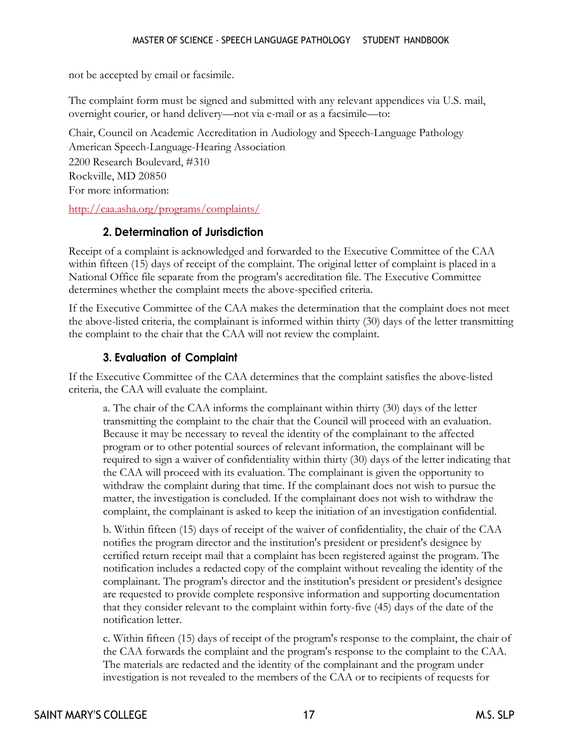not be accepted by email or facsimile.

The complaint form must be signed and submitted with any relevant appendices via U.S. mail, overnight courier, or hand delivery—not via e-mail or as a facsimile—to:

Chair, Council on Academic Accreditation in Audiology and Speech-Language Pathology
American Speech-Language-Hearing Association
2200 Research Boulevard, #310
Rockville, MD 20850
For more information:

http://caa.asha.org/programs/complaints/

### 2. Determination of Jurisdiction

Receipt of a complaint is acknowledged and forwarded to the Executive Committee of the CAA within fifteen (15) days of receipt of the complaint. The original letter of complaint is placed in a National Office file separate from the program's accreditation file. The Executive Committee determines whether the complaint meets the above-specified criteria.

If the Executive Committee of the CAA makes the determination that the complaint does not meet the above-listed criteria, the complainant is informed within thirty (30) days of the letter transmitting the complaint to the chair that the CAA will not review the complaint.

### 3. Evaluation of Complaint

If the Executive Committee of the CAA determines that the complaint satisfies the above-listed criteria, the CAA will evaluate the complaint.

a. The chair of the CAA informs the complainant within thirty (30) days of the letter transmitting the complaint to the chair that the Council will proceed with an evaluation. Because it may be necessary to reveal the identity of the complainant to the affected program or to other potential sources of relevant information, the complainant will be required to sign a waiver of confidentiality within thirty (30) days of the letter indicating that the CAA will proceed with its evaluation. The complainant is given the opportunity to withdraw the complaint during that time. If the complainant does not wish to pursue the matter, the investigation is concluded. If the complainant does not wish to withdraw the complaint, the complainant is asked to keep the initiation of an investigation confidential.

b. Within fifteen (15) days of receipt of the waiver of confidentiality, the chair of the CAA notifies the program director and the institution's president or president's designee by certified return receipt mail that a complaint has been registered against the program. The notification includes a redacted copy of the complaint without revealing the identity of the complainant. The program's director and the institution's president or president's designee are requested to provide complete responsive information and supporting documentation that they consider relevant to the complaint within forty-five (45) days of the date of the notification letter.

c. Within fifteen (15) days of receipt of the program's response to the complaint, the chair of the CAA forwards the complaint and the program's response to the complaint to the CAA. The materials are redacted and the identity of the complainant and the program under investigation is not revealed to the members of the CAA or to recipients of requests for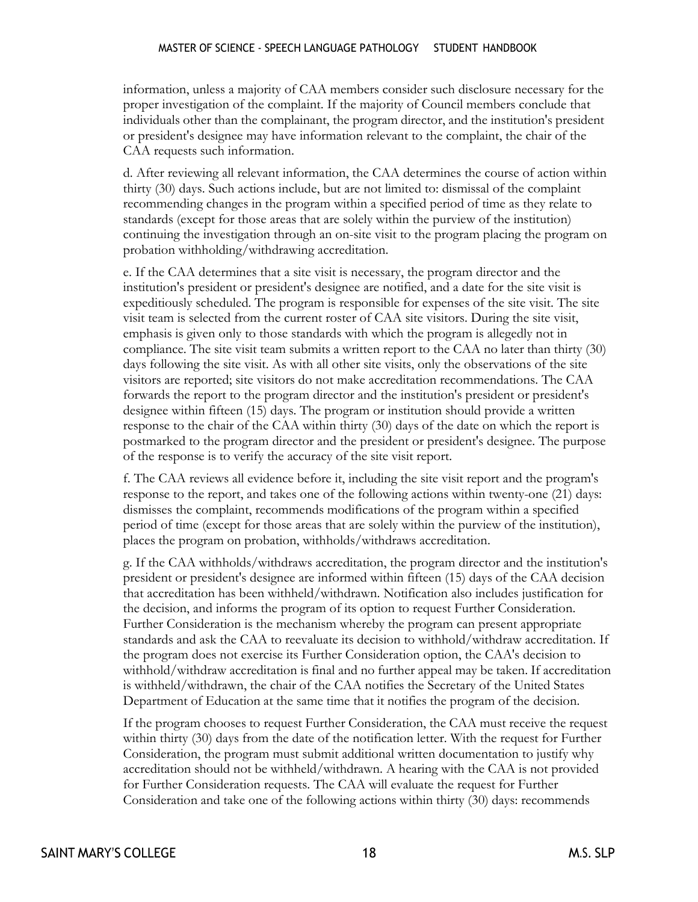information, unless a majority of CAA members consider such disclosure necessary for the proper investigation of the complaint. If the majority of Council members conclude that individuals other than the complainant, the program director, and the institution's president or president's designee may have information relevant to the complaint, the chair of the CAA requests such information.

d. After reviewing all relevant information, the CAA determines the course of action within thirty (30) days. Such actions include, but are not limited to: dismissal of the complaint recommending changes in the program within a specified period of time as they relate to standards (except for those areas that are solely within the purview of the institution) continuing the investigation through an on-site visit to the program placing the program on probation withholding/withdrawing accreditation.

e. If the CAA determines that a site visit is necessary, the program director and the institution's president or president's designee are notified, and a date for the site visit is expeditiously scheduled. The program is responsible for expenses of the site visit. The site visit team is selected from the current roster of CAA site visitors. During the site visit, emphasis is given only to those standards with which the program is allegedly not in compliance. The site visit team submits a written report to the CAA no later than thirty (30) days following the site visit. As with all other site visits, only the observations of the site visitors are reported; site visitors do not make accreditation recommendations. The CAA forwards the report to the program director and the institution's president or president's designee within fifteen (15) days. The program or institution should provide a written response to the chair of the CAA within thirty (30) days of the date on which the report is postmarked to the program director and the president or president's designee. The purpose of the response is to verify the accuracy of the site visit report.

f. The CAA reviews all evidence before it, including the site visit report and the program's response to the report, and takes one of the following actions within twenty-one (21) days: dismisses the complaint, recommends modifications of the program within a specified period of time (except for those areas that are solely within the purview of the institution), places the program on probation, withholds/withdraws accreditation.

g. If the CAA withholds/withdraws accreditation, the program director and the institution's president or president's designee are informed within fifteen (15) days of the CAA decision that accreditation has been withheld/withdrawn. Notification also includes justification for the decision, and informs the program of its option to request Further Consideration. Further Consideration is the mechanism whereby the program can present appropriate standards and ask the CAA to reevaluate its decision to withhold/withdraw accreditation. If the program does not exercise its Further Consideration option, the CAA's decision to withhold/withdraw accreditation is final and no further appeal may be taken. If accreditation is withheld/withdrawn, the chair of the CAA notifies the Secretary of the United States Department of Education at the same time that it notifies the program of the decision.

If the program chooses to request Further Consideration, the CAA must receive the request within thirty (30) days from the date of the notification letter. With the request for Further Consideration, the program must submit additional written documentation to justify why accreditation should not be withheld/withdrawn. A hearing with the CAA is not provided for Further Consideration requests. The CAA will evaluate the request for Further Consideration and take one of the following actions within thirty (30) days: recommends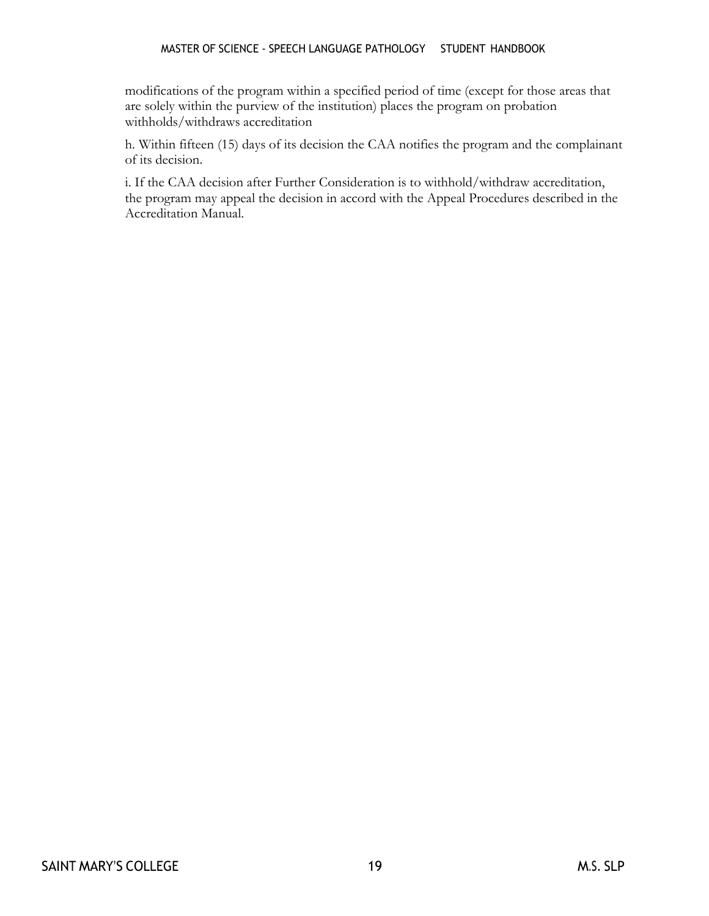modifications of the program within a specified period of time (except for those areas that are solely within the purview of the institution) places the program on probation withholds/withdraws accreditation

h. Within fifteen (15) days of its decision the CAA notifies the program and the complainant of its decision.

i. If the CAA decision after Further Consideration is to withhold/withdraw accreditation, the program may appeal the decision in accord with the Appeal Procedures described in the Accreditation Manual.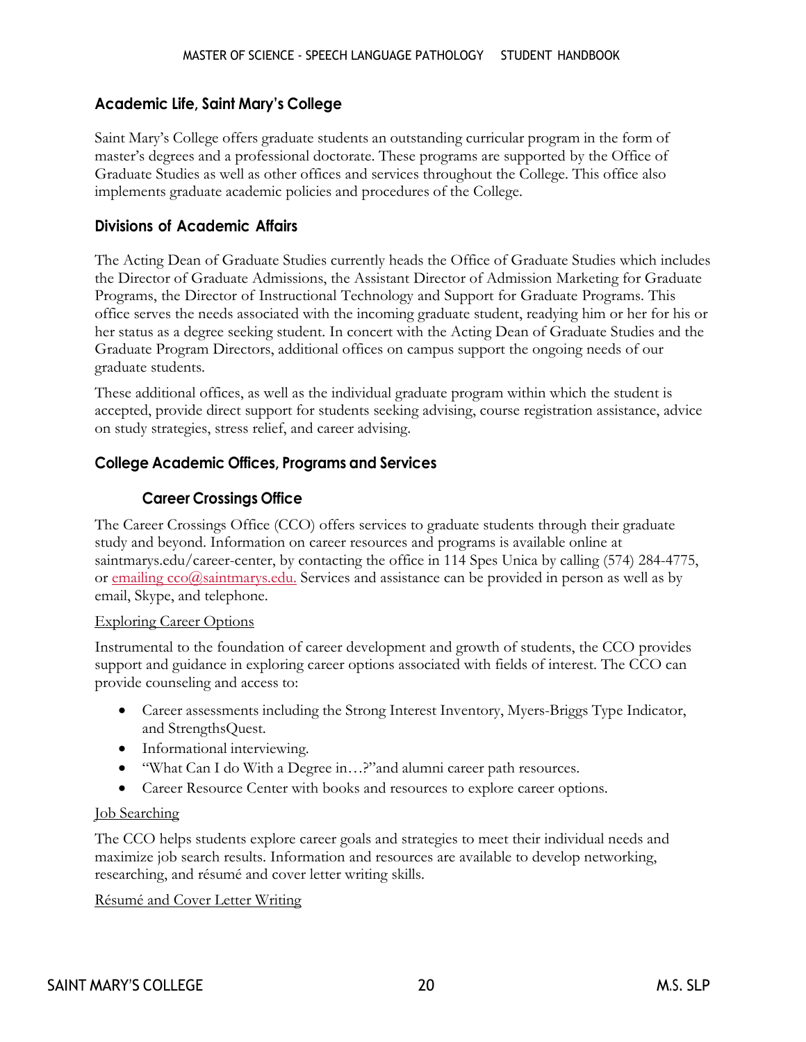## Academic Life, Saint Mary's College

Saint Mary's College offers graduate students an outstanding curricular program in the form of master's degrees and a professional doctorate. These programs are supported by the Office of Graduate Studies as well as other offices and services throughout the College. This office also implements graduate academic policies and procedures of the College.

## Divisions of Academic Affairs

The Acting Dean of Graduate Studies currently heads the Office of Graduate Studies which includes the Director of Graduate Admissions, the Assistant Director of Admission Marketing for Graduate Programs, the Director of Instructional Technology and Support for Graduate Programs. This office serves the needs associated with the incoming graduate student, readying him or her for his or her status as a degree seeking student. In concert with the Acting Dean of Graduate Studies and the Graduate Program Directors, additional offices on campus support the ongoing needs of our graduate students.

These additional offices, as well as the individual graduate program within which the student is accepted, provide direct support for students seeking advising, course registration assistance, advice on study strategies, stress relief, and career advising.

## College Academic Offices, Programs and Services

### Career Crossings Office

The Career Crossings Office (CCO) offers services to graduate students through their graduate study and beyond. Information on career resources and programs is available online at saintmarys.edu/career-center, by contacting the office in 114 Spes Unica by calling (574) 284-4775, or emailing cco@saintmarys.edu. Services and assistance can be provided in person as well as by email, Skype, and telephone.

Exploring Career Options

Instrumental to the foundation of career development and growth of students, the CCO provides support and guidance in exploring career options associated with fields of interest. The CCO can provide counseling and access to:

- Career assessments including the Strong Interest Inventory, Myers-Briggs Type Indicator, and StrengthsQuest.
- Informational interviewing.
- "What Can I do With a Degree in…?"and alumni career path resources.
- Career Resource Center with books and resources to explore career options.

Job Searching

The CCO helps students explore career goals and strategies to meet their individual needs and maximize job search results. Information and resources are available to develop networking, researching, and résumé and cover letter writing skills.

Résumé and Cover Letter Writing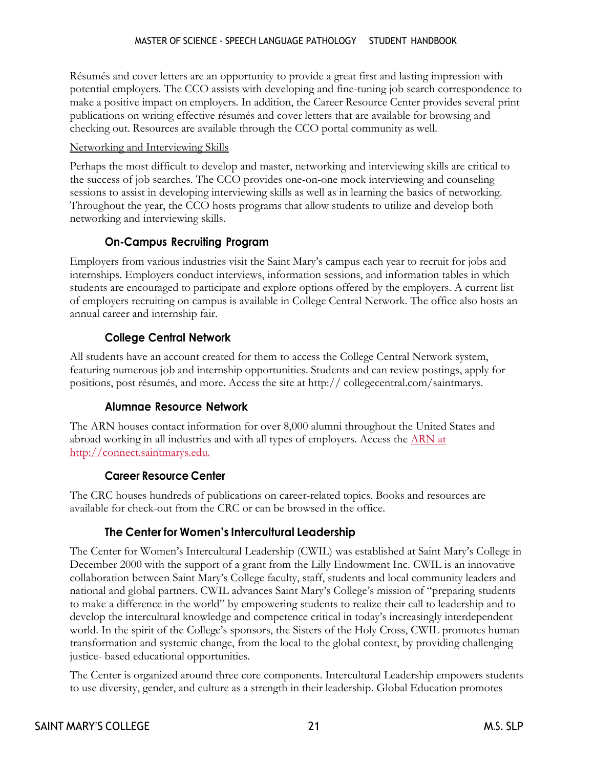Résumés and cover letters are an opportunity to provide a great first and lasting impression with potential employers. The CCO assists with developing and fine-tuning job search correspondence to make a positive impact on employers. In addition, the Career Resource Center provides several print publications on writing effective résumés and cover letters that are available for browsing and checking out. Resources are available through the CCO portal community as well.

Networking and Interviewing Skills

Perhaps the most difficult to develop and master, networking and interviewing skills are critical to the success of job searches. The CCO provides one-on-one mock interviewing and counseling sessions to assist in developing interviewing skills as well as in learning the basics of networking. Throughout the year, the CCO hosts programs that allow students to utilize and develop both networking and interviewing skills.

### On-Campus Recruiting Program

Employers from various industries visit the Saint Mary's campus each year to recruit for jobs and internships. Employers conduct interviews, information sessions, and information tables in which students are encouraged to participate and explore options offered by the employers. A current list of employers recruiting on campus is available in College Central Network. The office also hosts an annual career and internship fair.

### College Central Network

All students have an account created for them to access the College Central Network system, featuring numerous job and internship opportunities. Students and can review postings, apply for positions, post résumés, and more. Access the site at http:// collegecentral.com/saintmarys.

### Alumnae Resource Network

The ARN houses contact information for over 8,000 alumni throughout the United States and abroad working in all industries and with all types of employers. Access the ARN at http://connect.saintmarys.edu.

### Career Resource Center

The CRC houses hundreds of publications on career-related topics. Books and resources are available for check-out from the CRC or can be browsed in the office.

### The Center for Women's Intercultural Leadership

The Center for Women's Intercultural Leadership (CWIL) was established at Saint Mary's College in December 2000 with the support of a grant from the Lilly Endowment Inc. CWIL is an innovative collaboration between Saint Mary's College faculty, staff, students and local community leaders and national and global partners. CWIL advances Saint Mary's College's mission of "preparing students to make a difference in the world" by empowering students to realize their call to leadership and to develop the intercultural knowledge and competence critical in today's increasingly interdependent world. In the spirit of the College's sponsors, the Sisters of the Holy Cross, CWIL promotes human transformation and systemic change, from the local to the global context, by providing challenging justice- based educational opportunities.

The Center is organized around three core components. Intercultural Leadership empowers students to use diversity, gender, and culture as a strength in their leadership. Global Education promotes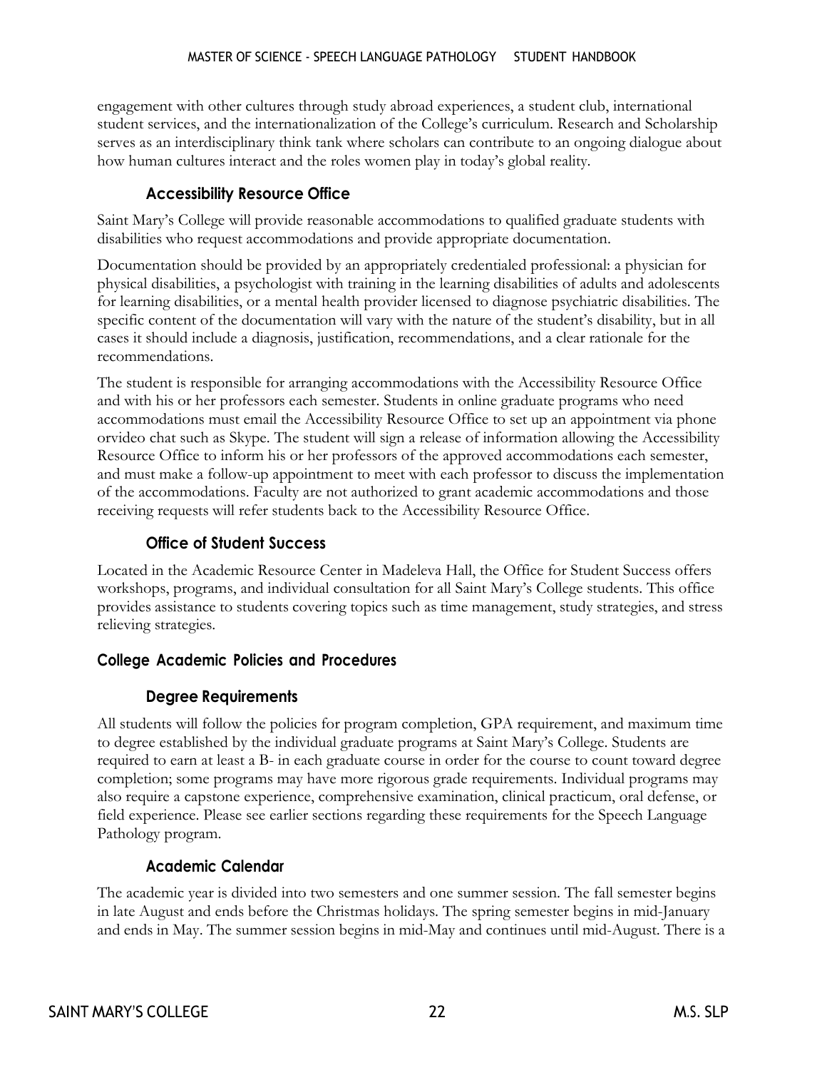engagement with other cultures through study abroad experiences, a student club, international student services, and the internationalization of the College's curriculum. Research and Scholarship serves as an interdisciplinary think tank where scholars can contribute to an ongoing dialogue about how human cultures interact and the roles women play in today's global reality.

### Accessibility Resource Office

Saint Mary's College will provide reasonable accommodations to qualified graduate students with disabilities who request accommodations and provide appropriate documentation.

Documentation should be provided by an appropriately credentialed professional: a physician for physical disabilities, a psychologist with training in the learning disabilities of adults and adolescents for learning disabilities, or a mental health provider licensed to diagnose psychiatric disabilities. The specific content of the documentation will vary with the nature of the student's disability, but in all cases it should include a diagnosis, justification, recommendations, and a clear rationale for the recommendations.

The student is responsible for arranging accommodations with the Accessibility Resource Office and with his or her professors each semester. Students in online graduate programs who need accommodations must email the Accessibility Resource Office to set up an appointment via phone orvideo chat such as Skype. The student will sign a release of information allowing the Accessibility Resource Office to inform his or her professors of the approved accommodations each semester, and must make a follow-up appointment to meet with each professor to discuss the implementation of the accommodations. Faculty are not authorized to grant academic accommodations and those receiving requests will refer students back to the Accessibility Resource Office.

### Office of Student Success

Located in the Academic Resource Center in Madeleva Hall, the Office for Student Success offers workshops, programs, and individual consultation for all Saint Mary's College students. This office provides assistance to students covering topics such as time management, study strategies, and stress relieving strategies.

## College Academic Policies and Procedures

### Degree Requirements

All students will follow the policies for program completion, GPA requirement, and maximum time to degree established by the individual graduate programs at Saint Mary's College. Students are required to earn at least a B- in each graduate course in order for the course to count toward degree completion; some programs may have more rigorous grade requirements. Individual programs may also require a capstone experience, comprehensive examination, clinical practicum, oral defense, or field experience. Please see earlier sections regarding these requirements for the Speech Language Pathology program.

### Academic Calendar

The academic year is divided into two semesters and one summer session. The fall semester begins in late August and ends before the Christmas holidays. The spring semester begins in mid-January and ends in May. The summer session begins in mid-May and continues until mid-August. There is a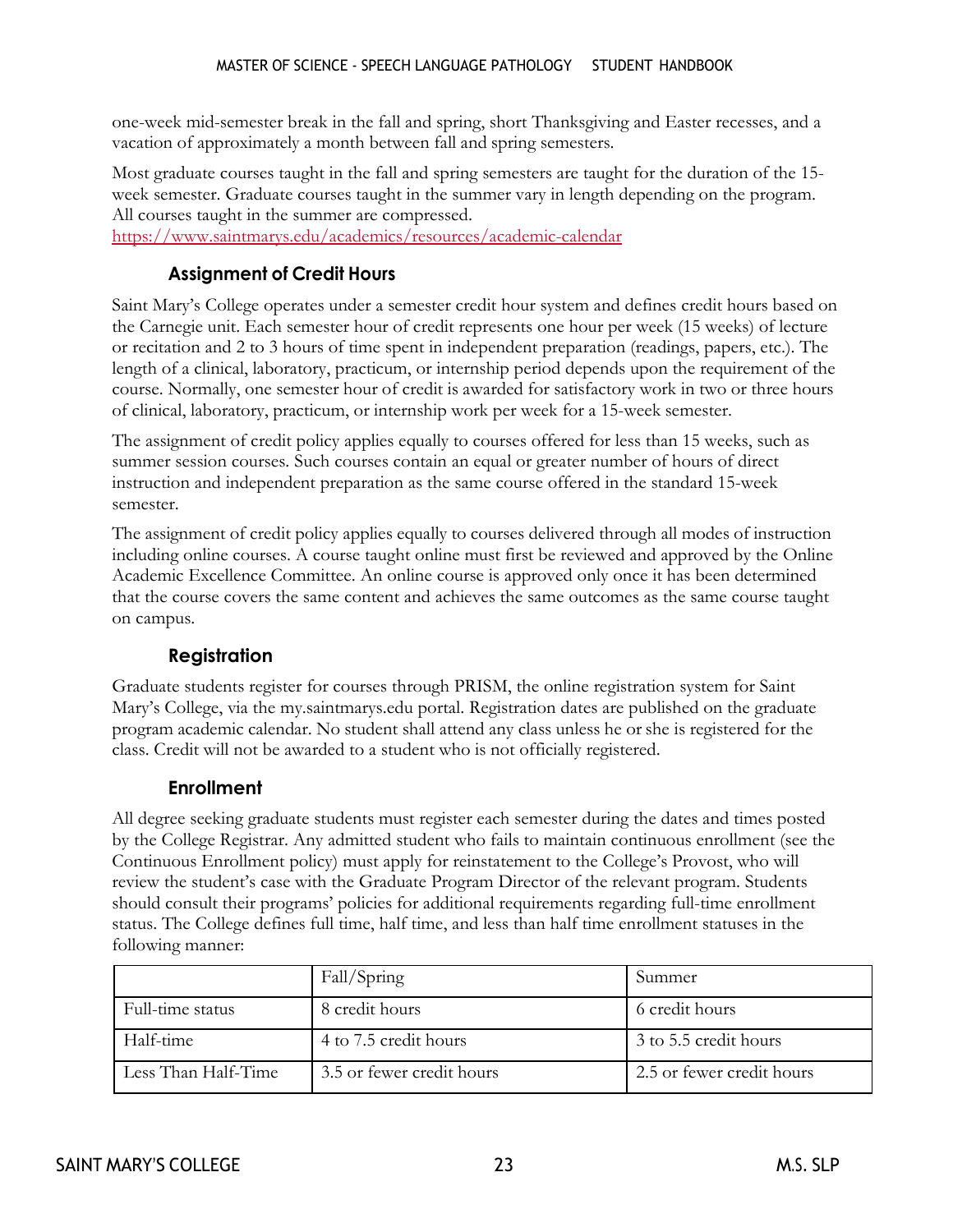one-week mid-semester break in the fall and spring, short Thanksgiving and Easter recesses, and a vacation of approximately a month between fall and spring semesters.

Most graduate courses taught in the fall and spring semesters are taught for the duration of the 15-week semester. Graduate courses taught in the summer vary in length depending on the program. All courses taught in the summer are compressed.
https://www.saintmarys.edu/academics/resources/academic-calendar

### Assignment of Credit Hours

Saint Mary's College operates under a semester credit hour system and defines credit hours based on the Carnegie unit. Each semester hour of credit represents one hour per week (15 weeks) of lecture or recitation and 2 to 3 hours of time spent in independent preparation (readings, papers, etc.). The length of a clinical, laboratory, practicum, or internship period depends upon the requirement of the course. Normally, one semester hour of credit is awarded for satisfactory work in two or three hours of clinical, laboratory, practicum, or internship work per week for a 15-week semester.

The assignment of credit policy applies equally to courses offered for less than 15 weeks, such as summer session courses. Such courses contain an equal or greater number of hours of direct instruction and independent preparation as the same course offered in the standard 15-week semester.

The assignment of credit policy applies equally to courses delivered through all modes of instruction including online courses. A course taught online must first be reviewed and approved by the Online Academic Excellence Committee. An online course is approved only once it has been determined that the course covers the same content and achieves the same outcomes as the same course taught on campus.

### Registration

Graduate students register for courses through PRISM, the online registration system for Saint Mary's College, via the my.saintmarys.edu portal. Registration dates are published on the graduate program academic calendar. No student shall attend any class unless he or she is registered for the class. Credit will not be awarded to a student who is not officially registered.

### Enrollment

All degree seeking graduate students must register each semester during the dates and times posted by the College Registrar. Any admitted student who fails to maintain continuous enrollment (see the Continuous Enrollment policy) must apply for reinstatement to the College's Provost, who will review the student's case with the Graduate Program Director of the relevant program. Students should consult their programs' policies for additional requirements regarding full-time enrollment status. The College defines full time, half time, and less than half time enrollment statuses in the following manner:

| | Fall/Spring | Summer |
|---|---|---|
| Full-time status | 8 credit hours | 6 credit hours |
| Half-time | 4 to 7.5 credit hours | 3 to 5.5 credit hours |
| Less Than Half-Time | 3.5 or fewer credit hours | 2.5 or fewer credit hours |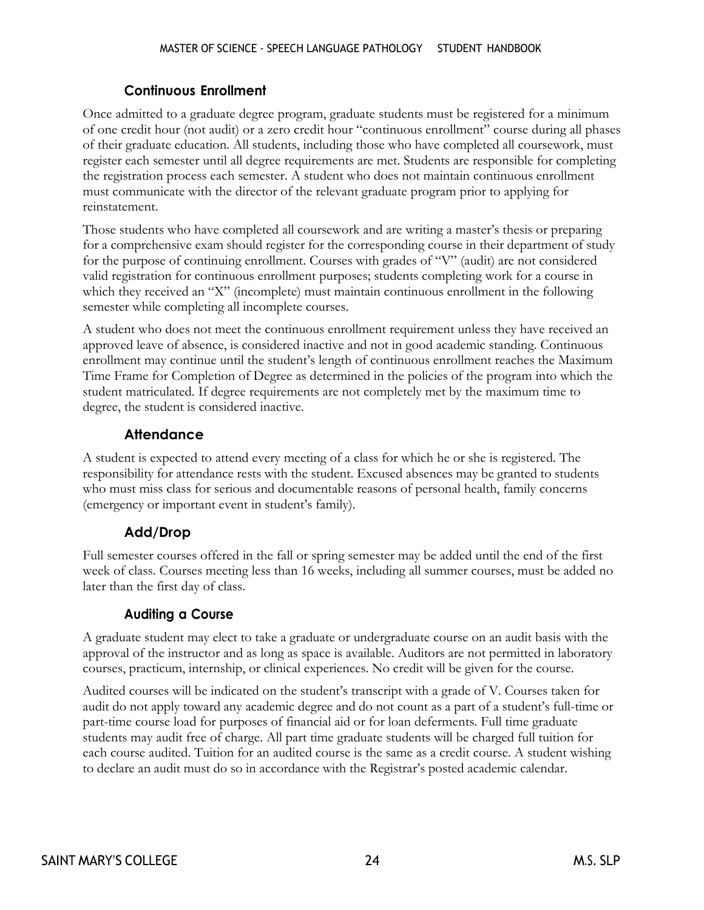### Continuous Enrollment

Once admitted to a graduate degree program, graduate students must be registered for a minimum of one credit hour (not audit) or a zero credit hour "continuous enrollment" course during all phases of their graduate education. All students, including those who have completed all coursework, must register each semester until all degree requirements are met. Students are responsible for completing the registration process each semester. A student who does not maintain continuous enrollment must communicate with the director of the relevant graduate program prior to applying for reinstatement.

Those students who have completed all coursework and are writing a master's thesis or preparing for a comprehensive exam should register for the corresponding course in their department of study for the purpose of continuing enrollment. Courses with grades of "V" (audit) are not considered valid registration for continuous enrollment purposes; students completing work for a course in which they received an "X" (incomplete) must maintain continuous enrollment in the following semester while completing all incomplete courses.

A student who does not meet the continuous enrollment requirement unless they have received an approved leave of absence, is considered inactive and not in good academic standing. Continuous enrollment may continue until the student's length of continuous enrollment reaches the Maximum Time Frame for Completion of Degree as determined in the policies of the program into which the student matriculated. If degree requirements are not completely met by the maximum time to degree, the student is considered inactive.

### Attendance

A student is expected to attend every meeting of a class for which he or she is registered. The responsibility for attendance rests with the student. Excused absences may be granted to students who must miss class for serious and documentable reasons of personal health, family concerns (emergency or important event in student's family).

### Add/Drop

Full semester courses offered in the fall or spring semester may be added until the end of the first week of class. Courses meeting less than 16 weeks, including all summer courses, must be added no later than the first day of class.

### Auditing a Course

A graduate student may elect to take a graduate or undergraduate course on an audit basis with the approval of the instructor and as long as space is available. Auditors are not permitted in laboratory courses, practicum, internship, or clinical experiences. No credit will be given for the course.

Audited courses will be indicated on the student's transcript with a grade of V. Courses taken for audit do not apply toward any academic degree and do not count as a part of a student's full-time or part-time course load for purposes of financial aid or for loan deferments. Full time graduate students may audit free of charge. All part time graduate students will be charged full tuition for each course audited. Tuition for an audited course is the same as a credit course. A student wishing to declare an audit must do so in accordance with the Registrar's posted academic calendar.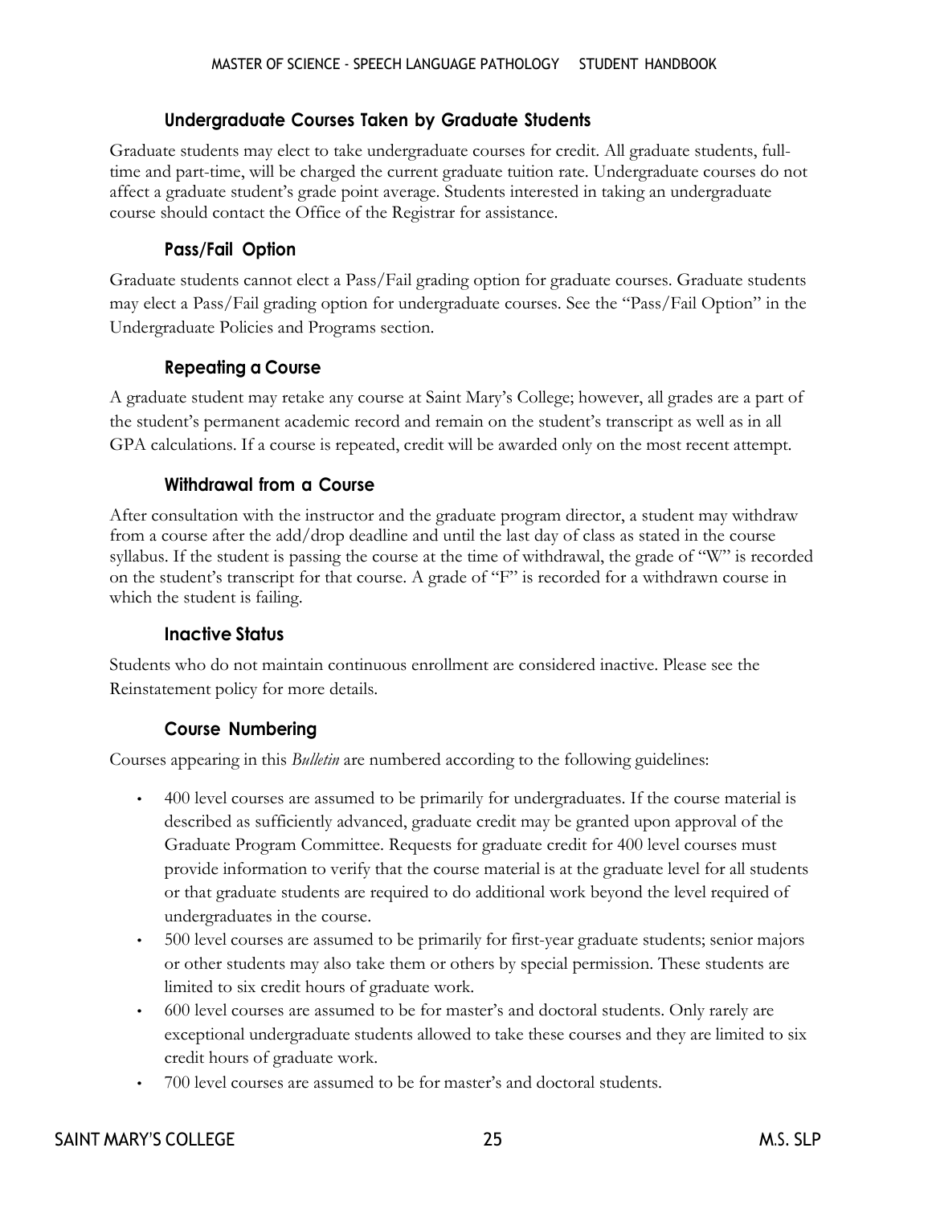## Undergraduate Courses Taken by Graduate Students

Graduate students may elect to take undergraduate courses for credit. All graduate students, full-time and part-time, will be charged the current graduate tuition rate. Undergraduate courses do not affect a graduate student's grade point average. Students interested in taking an undergraduate course should contact the Office of the Registrar for assistance.

## Pass/Fail Option

Graduate students cannot elect a Pass/Fail grading option for graduate courses. Graduate students may elect a Pass/Fail grading option for undergraduate courses. See the "Pass/Fail Option" in the Undergraduate Policies and Programs section.

## Repeating a Course

A graduate student may retake any course at Saint Mary's College; however, all grades are a part of the student's permanent academic record and remain on the student's transcript as well as in all GPA calculations. If a course is repeated, credit will be awarded only on the most recent attempt.

## Withdrawal from a Course

After consultation with the instructor and the graduate program director, a student may withdraw from a course after the add/drop deadline and until the last day of class as stated in the course syllabus. If the student is passing the course at the time of withdrawal, the grade of "W" is recorded on the student's transcript for that course. A grade of "F" is recorded for a withdrawn course in which the student is failing.

## Inactive Status

Students who do not maintain continuous enrollment are considered inactive. Please see the Reinstatement policy for more details.

## Course Numbering

Courses appearing in this *Bulletin* are numbered according to the following guidelines:

- 400 level courses are assumed to be primarily for undergraduates. If the course material is described as sufficiently advanced, graduate credit may be granted upon approval of the Graduate Program Committee. Requests for graduate credit for 400 level courses must provide information to verify that the course material is at the graduate level for all students or that graduate students are required to do additional work beyond the level required of undergraduates in the course.
- 500 level courses are assumed to be primarily for first-year graduate students; senior majors or other students may also take them or others by special permission. These students are limited to six credit hours of graduate work.
- 600 level courses are assumed to be for master's and doctoral students. Only rarely are exceptional undergraduate students allowed to take these courses and they are limited to six credit hours of graduate work.
- 700 level courses are assumed to be for master's and doctoral students.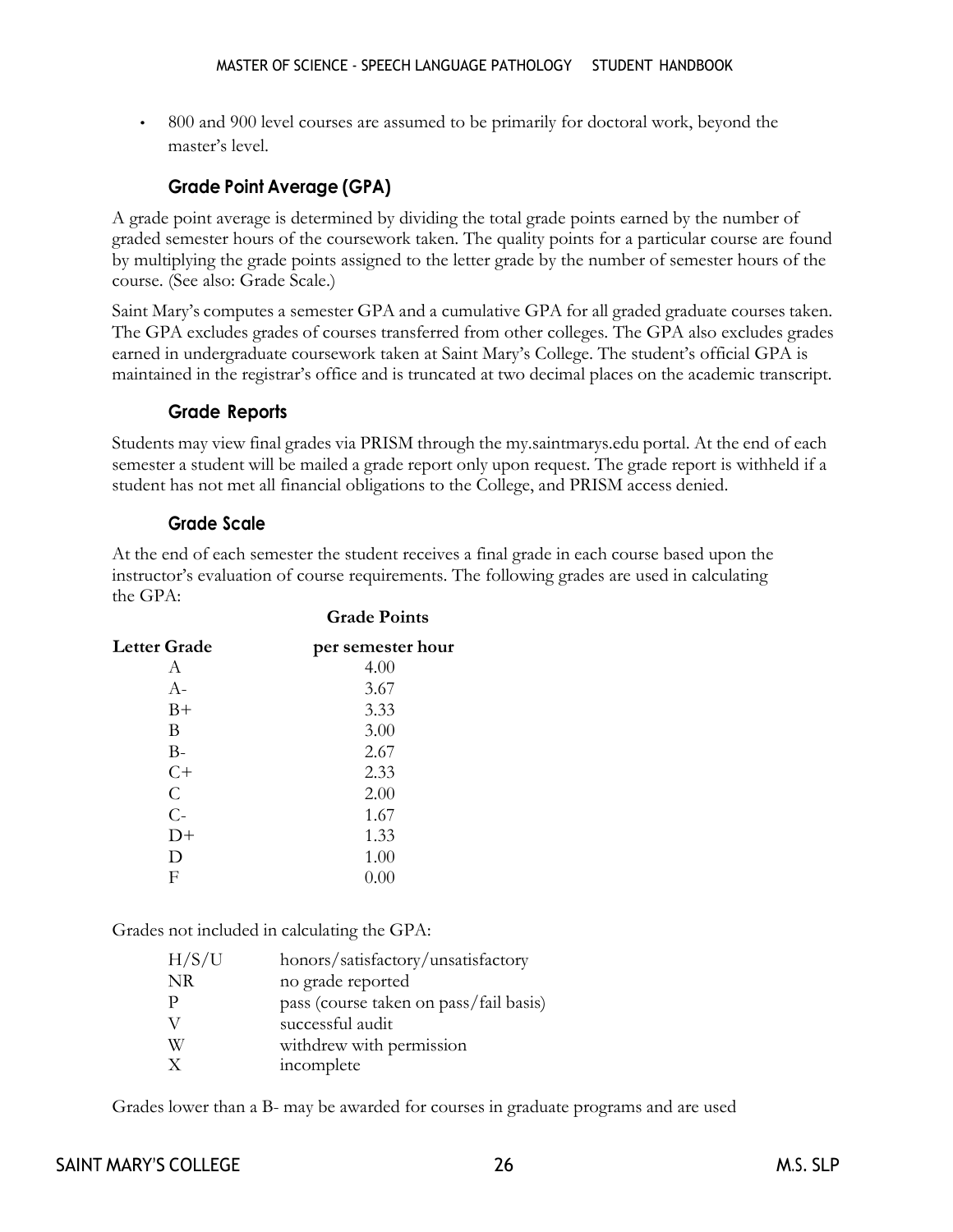- 800 and 900 level courses are assumed to be primarily for doctoral work, beyond the master's level.

### Grade Point Average (GPA)

A grade point average is determined by dividing the total grade points earned by the number of graded semester hours of the coursework taken. The quality points for a particular course are found by multiplying the grade points assigned to the letter grade by the number of semester hours of the course. (See also: Grade Scale.)

Saint Mary's computes a semester GPA and a cumulative GPA for all graded graduate courses taken. The GPA excludes grades of courses transferred from other colleges. The GPA also excludes grades earned in undergraduate coursework taken at Saint Mary's College. The student's official GPA is maintained in the registrar's office and is truncated at two decimal places on the academic transcript.

### Grade Reports

Students may view final grades via PRISM through the my.saintmarys.edu portal. At the end of each semester a student will be mailed a grade report only upon request. The grade report is withheld if a student has not met all financial obligations to the College, and PRISM access denied.

### Grade Scale

At the end of each semester the student receives a final grade in each course based upon the instructor's evaluation of course requirements. The following grades are used in calculating the GPA:

| Letter Grade | Grade Points per semester hour |
|---|---|
| A | 4.00 |
| A- | 3.67 |
| B+ | 3.33 |
| B | 3.00 |
| B- | 2.67 |
| C+ | 2.33 |
| C | 2.00 |
| C- | 1.67 |
| D+ | 1.33 |
| D | 1.00 |
| F | 0.00 |

Grades not included in calculating the GPA:

| | |
|---|---|
| H/S/U | honors/satisfactory/unsatisfactory |
| NR | no grade reported |
| P | pass (course taken on pass/fail basis) |
| V | successful audit |
| W | withdrew with permission |
| X | incomplete |

Grades lower than a B- may be awarded for courses in graduate programs and are used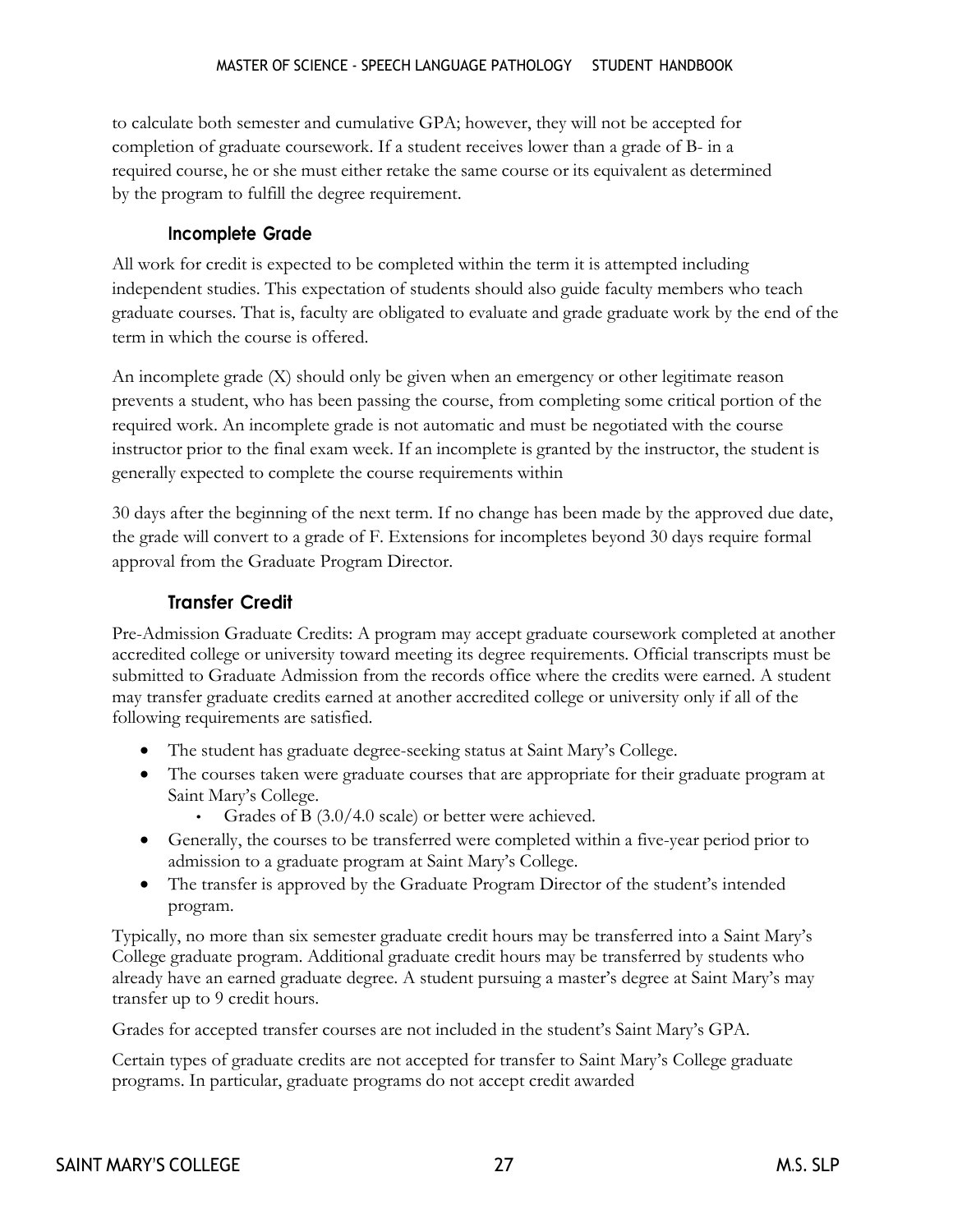to calculate both semester and cumulative GPA; however, they will not be accepted for completion of graduate coursework. If a student receives lower than a grade of B- in a required course, he or she must either retake the same course or its equivalent as determined by the program to fulfill the degree requirement.

### Incomplete Grade

All work for credit is expected to be completed within the term it is attempted including independent studies. This expectation of students should also guide faculty members who teach graduate courses. That is, faculty are obligated to evaluate and grade graduate work by the end of the term in which the course is offered.

An incomplete grade (X) should only be given when an emergency or other legitimate reason prevents a student, who has been passing the course, from completing some critical portion of the required work. An incomplete grade is not automatic and must be negotiated with the course instructor prior to the final exam week. If an incomplete is granted by the instructor, the student is generally expected to complete the course requirements within

30 days after the beginning of the next term. If no change has been made by the approved due date, the grade will convert to a grade of F. Extensions for incompletes beyond 30 days require formal approval from the Graduate Program Director.

### Transfer Credit

Pre-Admission Graduate Credits: A program may accept graduate coursework completed at another accredited college or university toward meeting its degree requirements. Official transcripts must be submitted to Graduate Admission from the records office where the credits were earned. A student may transfer graduate credits earned at another accredited college or university only if all of the following requirements are satisfied.

- The student has graduate degree-seeking status at Saint Mary's College.
- The courses taken were graduate courses that are appropriate for their graduate program at Saint Mary's College.
  - Grades of B (3.0/4.0 scale) or better were achieved.
- Generally, the courses to be transferred were completed within a five-year period prior to admission to a graduate program at Saint Mary's College.
- The transfer is approved by the Graduate Program Director of the student's intended program.

Typically, no more than six semester graduate credit hours may be transferred into a Saint Mary's College graduate program. Additional graduate credit hours may be transferred by students who already have an earned graduate degree. A student pursuing a master's degree at Saint Mary's may transfer up to 9 credit hours.

Grades for accepted transfer courses are not included in the student's Saint Mary's GPA.

Certain types of graduate credits are not accepted for transfer to Saint Mary's College graduate programs. In particular, graduate programs do not accept credit awarded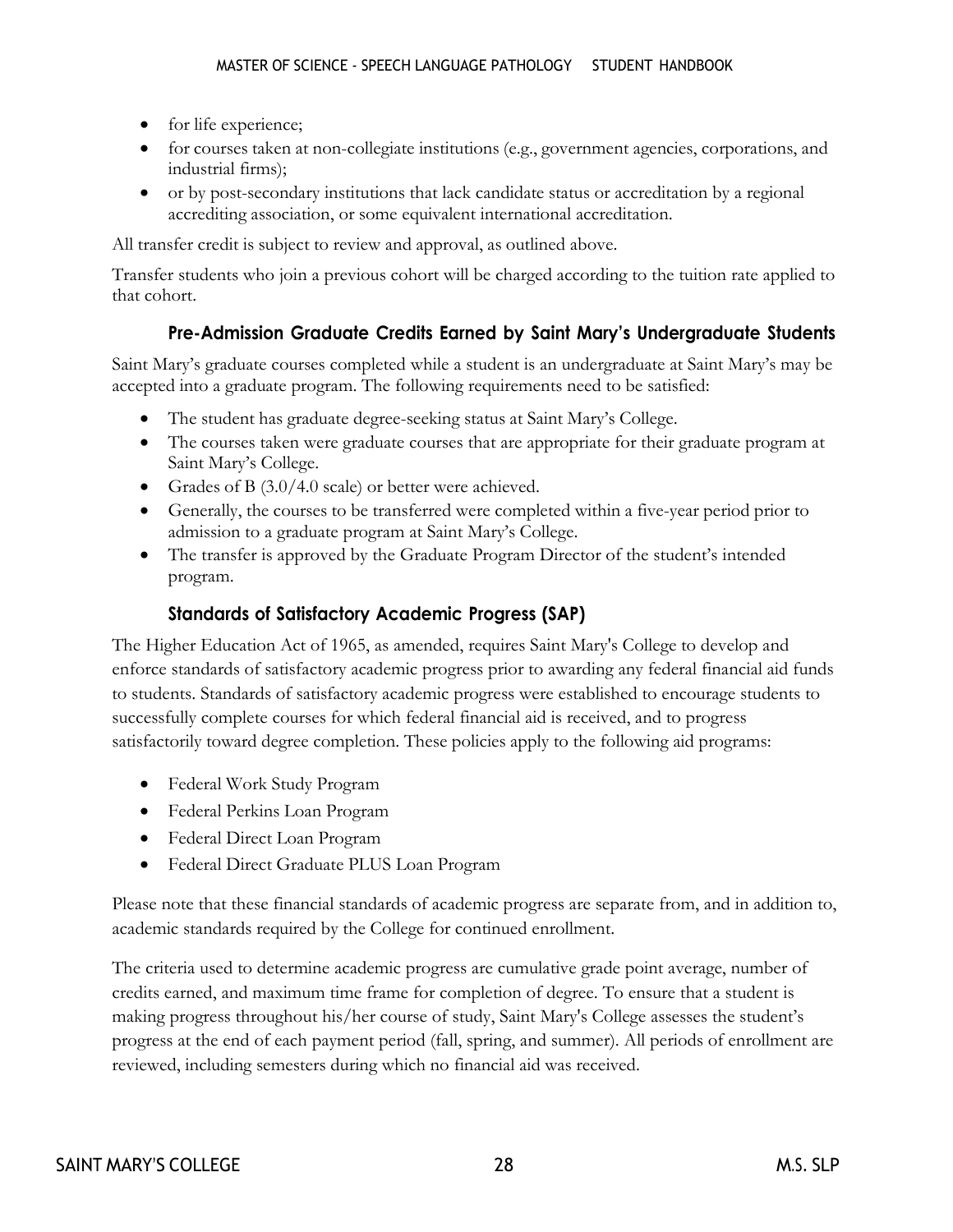- for life experience;
- for courses taken at non-collegiate institutions (e.g., government agencies, corporations, and industrial firms);
- or by post-secondary institutions that lack candidate status or accreditation by a regional accrediting association, or some equivalent international accreditation.

All transfer credit is subject to review and approval, as outlined above.

Transfer students who join a previous cohort will be charged according to the tuition rate applied to that cohort.

### Pre-Admission Graduate Credits Earned by Saint Mary's Undergraduate Students

Saint Mary's graduate courses completed while a student is an undergraduate at Saint Mary's may be accepted into a graduate program. The following requirements need to be satisfied:

- The student has graduate degree-seeking status at Saint Mary's College.
- The courses taken were graduate courses that are appropriate for their graduate program at Saint Mary's College.
- Grades of B (3.0/4.0 scale) or better were achieved.
- Generally, the courses to be transferred were completed within a five-year period prior to admission to a graduate program at Saint Mary's College.
- The transfer is approved by the Graduate Program Director of the student's intended program.

### Standards of Satisfactory Academic Progress (SAP)

The Higher Education Act of 1965, as amended, requires Saint Mary's College to develop and enforce standards of satisfactory academic progress prior to awarding any federal financial aid funds to students. Standards of satisfactory academic progress were established to encourage students to successfully complete courses for which federal financial aid is received, and to progress satisfactorily toward degree completion. These policies apply to the following aid programs:

- Federal Work Study Program
- Federal Perkins Loan Program
- Federal Direct Loan Program
- Federal Direct Graduate PLUS Loan Program

Please note that these financial standards of academic progress are separate from, and in addition to, academic standards required by the College for continued enrollment.

The criteria used to determine academic progress are cumulative grade point average, number of credits earned, and maximum time frame for completion of degree. To ensure that a student is making progress throughout his/her course of study, Saint Mary's College assesses the student's progress at the end of each payment period (fall, spring, and summer). All periods of enrollment are reviewed, including semesters during which no financial aid was received.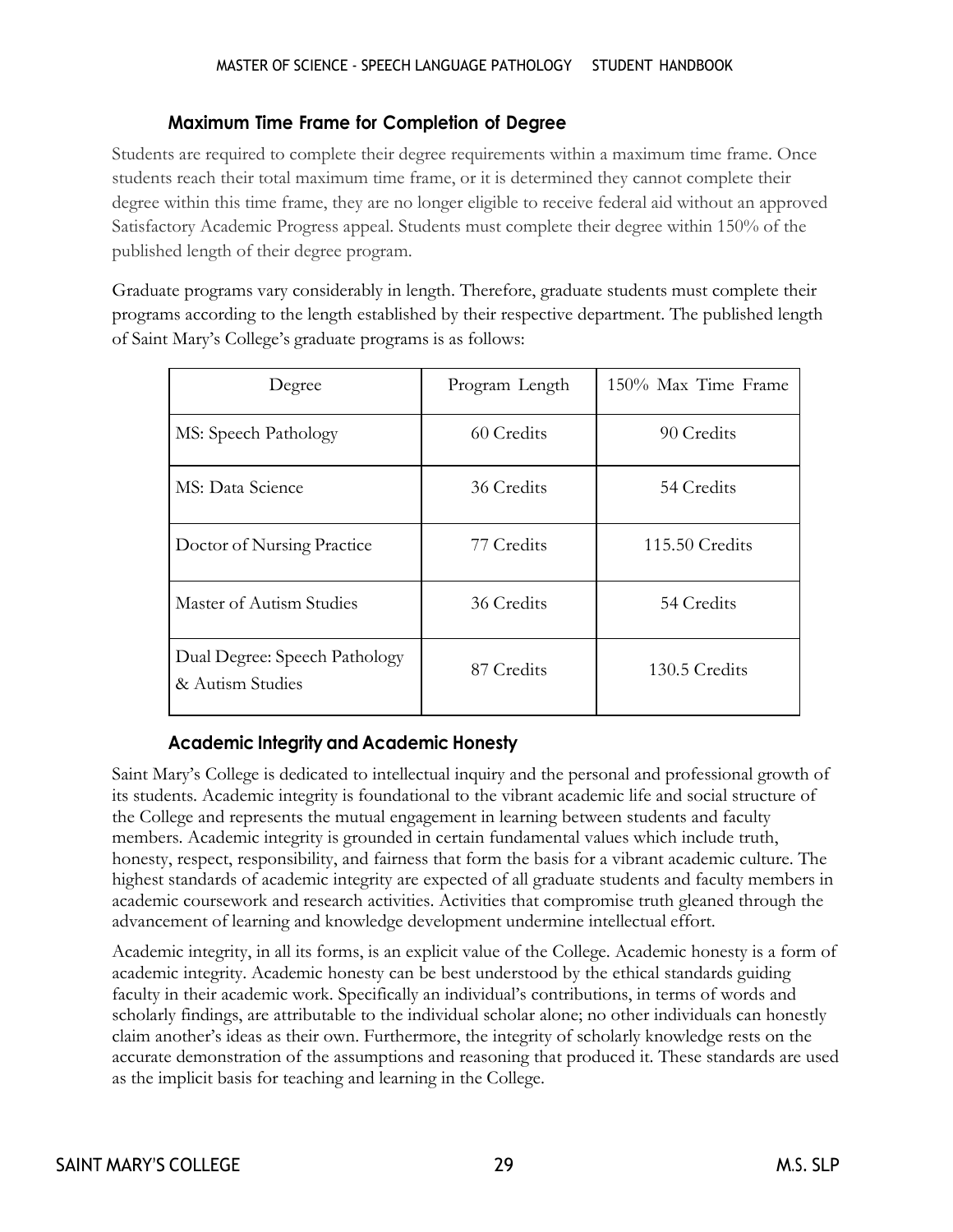### Maximum Time Frame for Completion of Degree

Students are required to complete their degree requirements within a maximum time frame. Once students reach their total maximum time frame, or it is determined they cannot complete their degree within this time frame, they are no longer eligible to receive federal aid without an approved Satisfactory Academic Progress appeal. Students must complete their degree within 150% of the published length of their degree program.

Graduate programs vary considerably in length. Therefore, graduate students must complete their programs according to the length established by their respective department. The published length of Saint Mary's College's graduate programs is as follows:

| Degree | Program Length | 150% Max Time Frame |
|---|---|---|
| MS: Speech Pathology | 60 Credits | 90 Credits |
| MS: Data Science | 36 Credits | 54 Credits |
| Doctor of Nursing Practice | 77 Credits | 115.50 Credits |
| Master of Autism Studies | 36 Credits | 54 Credits |
| Dual Degree: Speech Pathology & Autism Studies | 87 Credits | 130.5 Credits |

### Academic Integrity and Academic Honesty

Saint Mary's College is dedicated to intellectual inquiry and the personal and professional growth of its students. Academic integrity is foundational to the vibrant academic life and social structure of the College and represents the mutual engagement in learning between students and faculty members. Academic integrity is grounded in certain fundamental values which include truth, honesty, respect, responsibility, and fairness that form the basis for a vibrant academic culture. The highest standards of academic integrity are expected of all graduate students and faculty members in academic coursework and research activities. Activities that compromise truth gleaned through the advancement of learning and knowledge development undermine intellectual effort.

Academic integrity, in all its forms, is an explicit value of the College. Academic honesty is a form of academic integrity. Academic honesty can be best understood by the ethical standards guiding faculty in their academic work. Specifically an individual's contributions, in terms of words and scholarly findings, are attributable to the individual scholar alone; no other individuals can honestly claim another's ideas as their own. Furthermore, the integrity of scholarly knowledge rests on the accurate demonstration of the assumptions and reasoning that produced it. These standards are used as the implicit basis for teaching and learning in the College.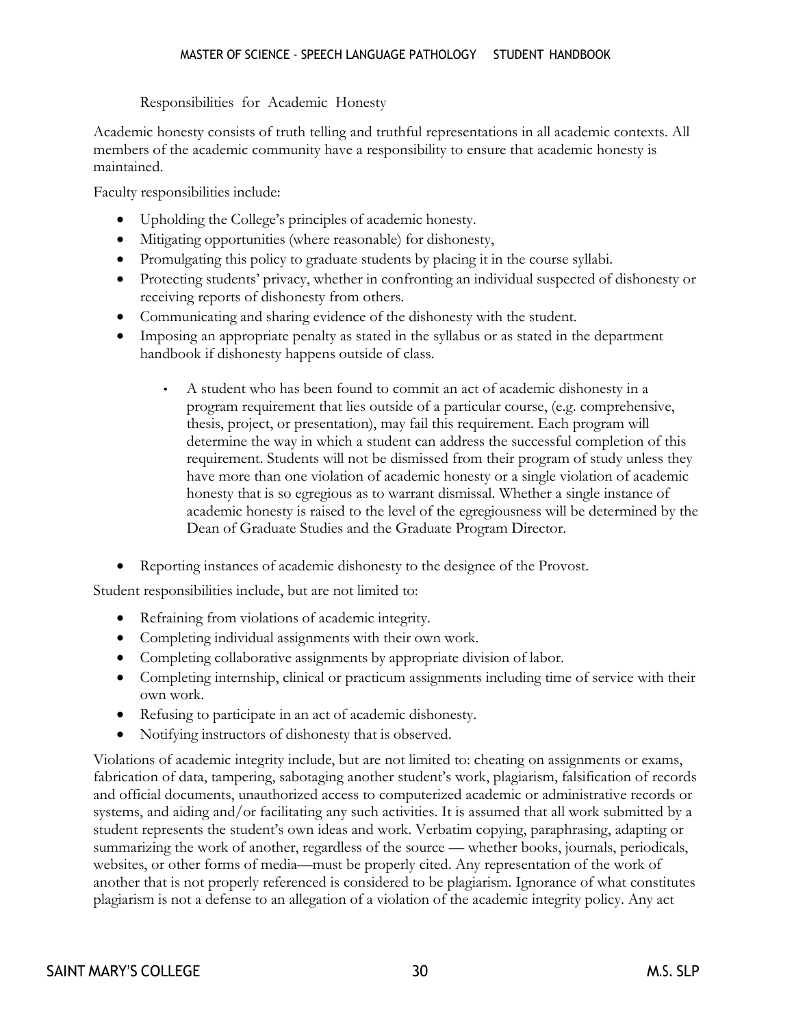### Responsibilities for Academic Honesty

Academic honesty consists of truth telling and truthful representations in all academic contexts. All members of the academic community have a responsibility to ensure that academic honesty is maintained.

Faculty responsibilities include:

- Upholding the College's principles of academic honesty.
- Mitigating opportunities (where reasonable) for dishonesty,
- Promulgating this policy to graduate students by placing it in the course syllabi.
- Protecting students' privacy, whether in confronting an individual suspected of dishonesty or receiving reports of dishonesty from others.
- Communicating and sharing evidence of the dishonesty with the student.
- Imposing an appropriate penalty as stated in the syllabus or as stated in the department handbook if dishonesty happens outside of class.
    - A student who has been found to commit an act of academic dishonesty in a program requirement that lies outside of a particular course, (e.g. comprehensive, thesis, project, or presentation), may fail this requirement. Each program will determine the way in which a student can address the successful completion of this requirement. Students will not be dismissed from their program of study unless they have more than one violation of academic honesty or a single violation of academic honesty that is so egregious as to warrant dismissal. Whether a single instance of academic honesty is raised to the level of the egregiousness will be determined by the Dean of Graduate Studies and the Graduate Program Director.
- Reporting instances of academic dishonesty to the designee of the Provost.

Student responsibilities include, but are not limited to:

- Refraining from violations of academic integrity.
- Completing individual assignments with their own work.
- Completing collaborative assignments by appropriate division of labor.
- Completing internship, clinical or practicum assignments including time of service with their own work.
- Refusing to participate in an act of academic dishonesty.
- Notifying instructors of dishonesty that is observed.

Violations of academic integrity include, but are not limited to: cheating on assignments or exams, fabrication of data, tampering, sabotaging another student's work, plagiarism, falsification of records and official documents, unauthorized access to computerized academic or administrative records or systems, and aiding and/or facilitating any such activities. It is assumed that all work submitted by a student represents the student's own ideas and work. Verbatim copying, paraphrasing, adapting or summarizing the work of another, regardless of the source — whether books, journals, periodicals, websites, or other forms of media—must be properly cited. Any representation of the work of another that is not properly referenced is considered to be plagiarism. Ignorance of what constitutes plagiarism is not a defense to an allegation of a violation of the academic integrity policy. Any act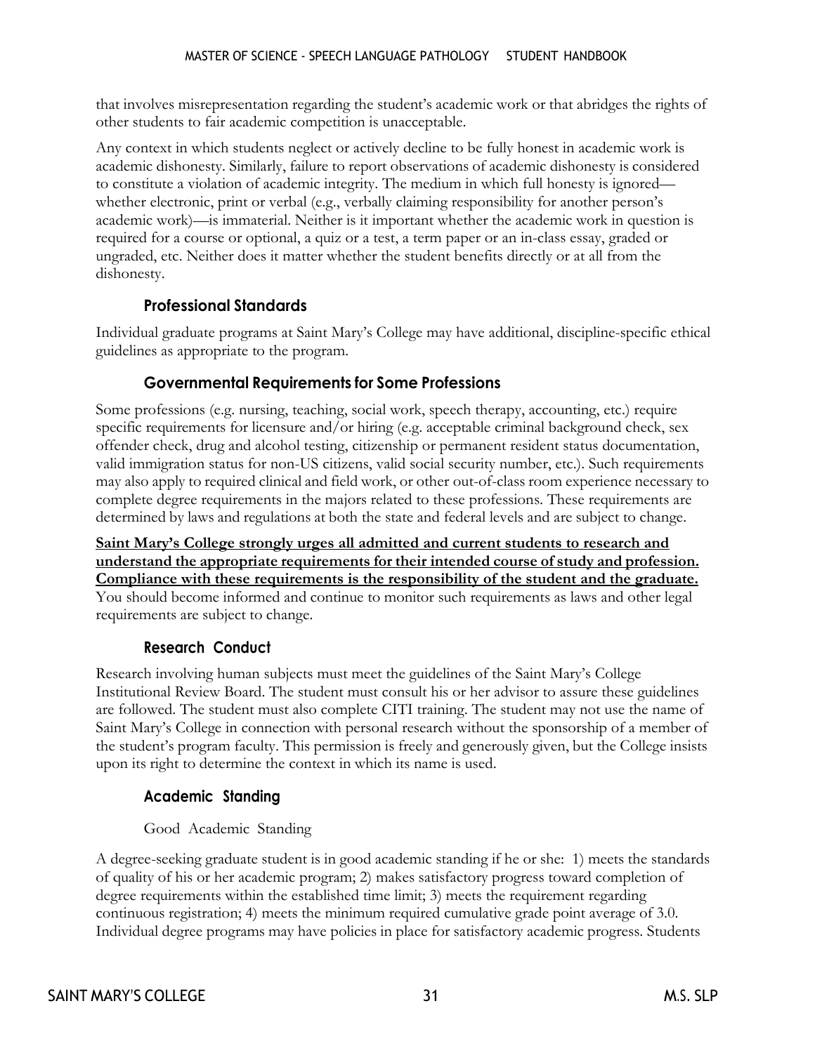that involves misrepresentation regarding the student's academic work or that abridges the rights of other students to fair academic competition is unacceptable.

Any context in which students neglect or actively decline to be fully honest in academic work is academic dishonesty. Similarly, failure to report observations of academic dishonesty is considered to constitute a violation of academic integrity. The medium in which full honesty is ignored—whether electronic, print or verbal (e.g., verbally claiming responsibility for another person's academic work)—is immaterial. Neither is it important whether the academic work in question is required for a course or optional, a quiz or a test, a term paper or an in-class essay, graded or ungraded, etc. Neither does it matter whether the student benefits directly or at all from the dishonesty.

### Professional Standards

Individual graduate programs at Saint Mary's College may have additional, discipline-specific ethical guidelines as appropriate to the program.

### Governmental Requirements for Some Professions

Some professions (e.g. nursing, teaching, social work, speech therapy, accounting, etc.) require specific requirements for licensure and/or hiring (e.g. acceptable criminal background check, sex offender check, drug and alcohol testing, citizenship or permanent resident status documentation, valid immigration status for non-US citizens, valid social security number, etc.). Such requirements may also apply to required clinical and field work, or other out-of-class room experience necessary to complete degree requirements in the majors related to these professions. These requirements are determined by laws and regulations at both the state and federal levels and are subject to change.

**Saint Mary's College strongly urges all admitted and current students to research and understand the appropriate requirements for their intended course of study and profession. Compliance with these requirements is the responsibility of the student and the graduate.** You should become informed and continue to monitor such requirements as laws and other legal requirements are subject to change.

### Research Conduct

Research involving human subjects must meet the guidelines of the Saint Mary's College Institutional Review Board. The student must consult his or her advisor to assure these guidelines are followed. The student must also complete CITI training. The student may not use the name of Saint Mary's College in connection with personal research without the sponsorship of a member of the student's program faculty. This permission is freely and generously given, but the College insists upon its right to determine the context in which its name is used.

### Academic Standing

#### Good Academic Standing

A degree-seeking graduate student is in good academic standing if he or she: 1) meets the standards of quality of his or her academic program; 2) makes satisfactory progress toward completion of degree requirements within the established time limit; 3) meets the requirement regarding continuous registration; 4) meets the minimum required cumulative grade point average of 3.0. Individual degree programs may have policies in place for satisfactory academic progress. Students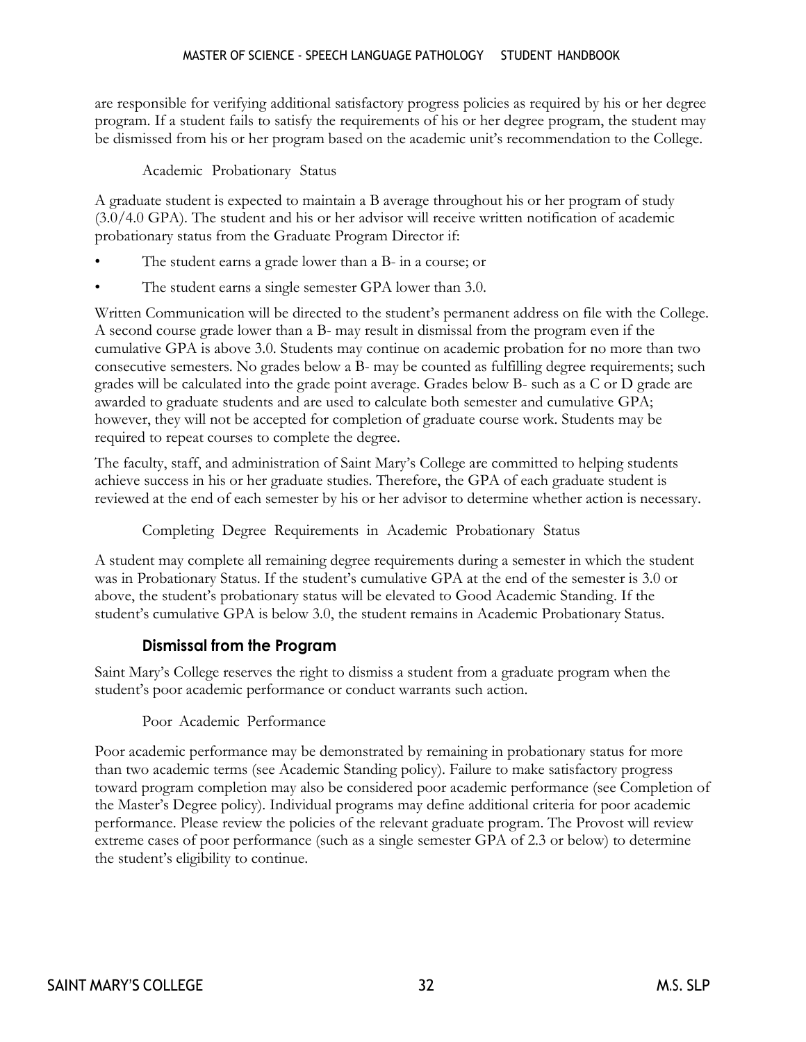are responsible for verifying additional satisfactory progress policies as required by his or her degree program. If a student fails to satisfy the requirements of his or her degree program, the student may be dismissed from his or her program based on the academic unit's recommendation to the College.

#### Academic Probationary Status

A graduate student is expected to maintain a B average throughout his or her program of study (3.0/4.0 GPA). The student and his or her advisor will receive written notification of academic probationary status from the Graduate Program Director if:

- The student earns a grade lower than a B- in a course; or
- The student earns a single semester GPA lower than 3.0.

Written Communication will be directed to the student's permanent address on file with the College. A second course grade lower than a B- may result in dismissal from the program even if the cumulative GPA is above 3.0. Students may continue on academic probation for no more than two consecutive semesters. No grades below a B- may be counted as fulfilling degree requirements; such grades will be calculated into the grade point average. Grades below B- such as a C or D grade are awarded to graduate students and are used to calculate both semester and cumulative GPA; however, they will not be accepted for completion of graduate course work. Students may be required to repeat courses to complete the degree.

The faculty, staff, and administration of Saint Mary's College are committed to helping students achieve success in his or her graduate studies. Therefore, the GPA of each graduate student is reviewed at the end of each semester by his or her advisor to determine whether action is necessary.

#### Completing Degree Requirements in Academic Probationary Status

A student may complete all remaining degree requirements during a semester in which the student was in Probationary Status. If the student's cumulative GPA at the end of the semester is 3.0 or above, the student's probationary status will be elevated to Good Academic Standing. If the student's cumulative GPA is below 3.0, the student remains in Academic Probationary Status.

### Dismissal from the Program

Saint Mary's College reserves the right to dismiss a student from a graduate program when the student's poor academic performance or conduct warrants such action.

#### Poor Academic Performance

Poor academic performance may be demonstrated by remaining in probationary status for more than two academic terms (see Academic Standing policy). Failure to make satisfactory progress toward program completion may also be considered poor academic performance (see Completion of the Master's Degree policy). Individual programs may define additional criteria for poor academic performance. Please review the policies of the relevant graduate program. The Provost will review extreme cases of poor performance (such as a single semester GPA of 2.3 or below) to determine the student's eligibility to continue.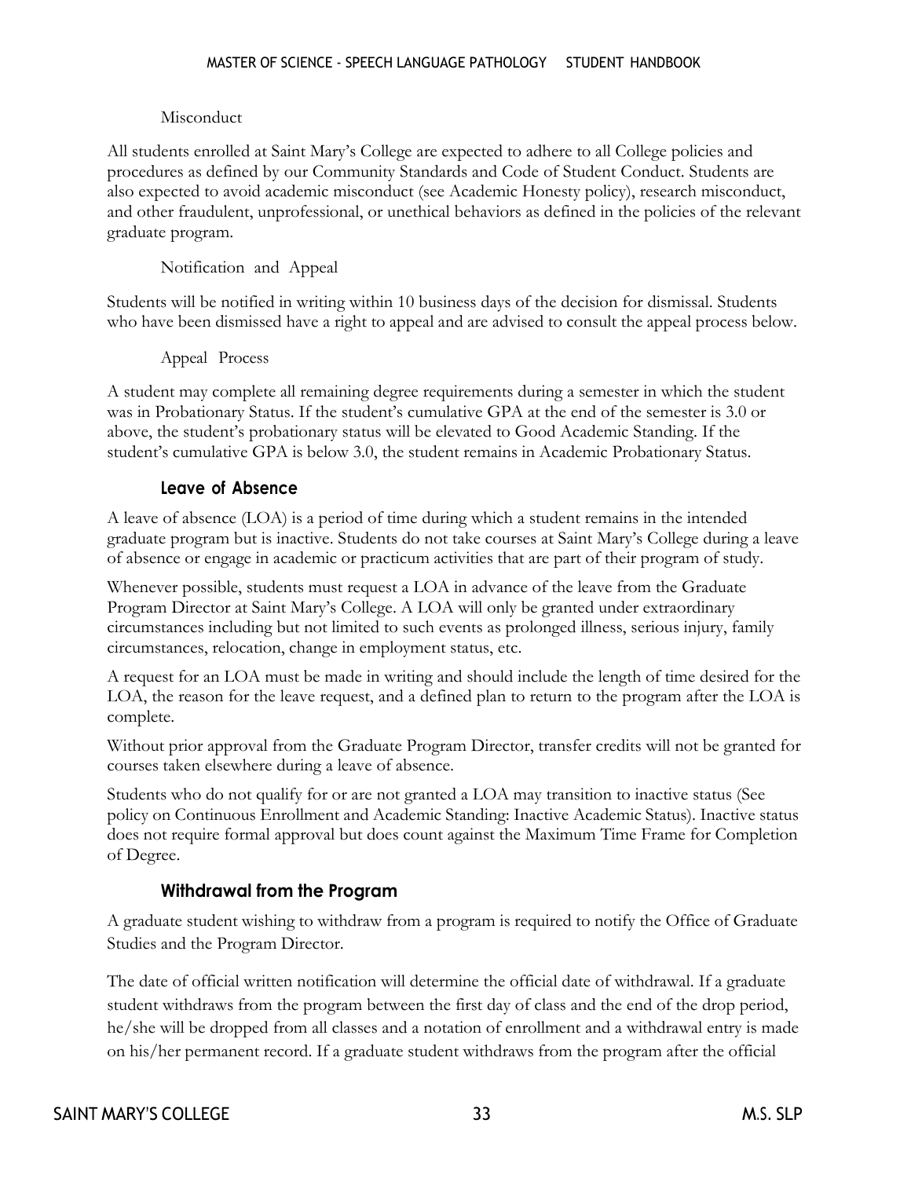#### Misconduct

All students enrolled at Saint Mary's College are expected to adhere to all College policies and procedures as defined by our Community Standards and Code of Student Conduct. Students are also expected to avoid academic misconduct (see Academic Honesty policy), research misconduct, and other fraudulent, unprofessional, or unethical behaviors as defined in the policies of the relevant graduate program.

#### Notification and Appeal

Students will be notified in writing within 10 business days of the decision for dismissal. Students who have been dismissed have a right to appeal and are advised to consult the appeal process below.

#### Appeal Process

A student may complete all remaining degree requirements during a semester in which the student was in Probationary Status. If the student's cumulative GPA at the end of the semester is 3.0 or above, the student's probationary status will be elevated to Good Academic Standing. If the student's cumulative GPA is below 3.0, the student remains in Academic Probationary Status.

### Leave of Absence

A leave of absence (LOA) is a period of time during which a student remains in the intended graduate program but is inactive. Students do not take courses at Saint Mary's College during a leave of absence or engage in academic or practicum activities that are part of their program of study.

Whenever possible, students must request a LOA in advance of the leave from the Graduate Program Director at Saint Mary's College. A LOA will only be granted under extraordinary circumstances including but not limited to such events as prolonged illness, serious injury, family circumstances, relocation, change in employment status, etc.

A request for an LOA must be made in writing and should include the length of time desired for the LOA, the reason for the leave request, and a defined plan to return to the program after the LOA is complete.

Without prior approval from the Graduate Program Director, transfer credits will not be granted for courses taken elsewhere during a leave of absence.

Students who do not qualify for or are not granted a LOA may transition to inactive status (See policy on Continuous Enrollment and Academic Standing: Inactive Academic Status). Inactive status does not require formal approval but does count against the Maximum Time Frame for Completion of Degree.

### Withdrawal from the Program

A graduate student wishing to withdraw from a program is required to notify the Office of Graduate Studies and the Program Director.

The date of official written notification will determine the official date of withdrawal. If a graduate student withdraws from the program between the first day of class and the end of the drop period, he/she will be dropped from all classes and a notation of enrollment and a withdrawal entry is made on his/her permanent record. If a graduate student withdraws from the program after the official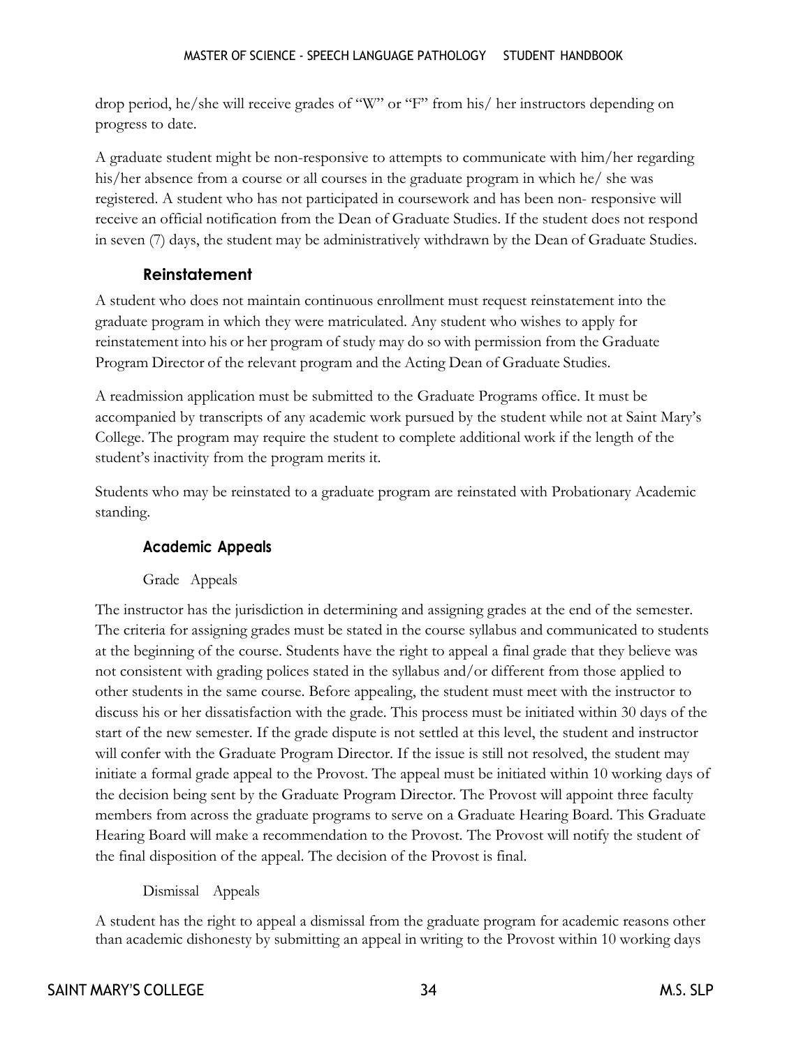drop period, he/she will receive grades of "W" or "F" from his/ her instructors depending on progress to date.

A graduate student might be non-responsive to attempts to communicate with him/her regarding his/her absence from a course or all courses in the graduate program in which he/ she was registered. A student who has not participated in coursework and has been non- responsive will receive an official notification from the Dean of Graduate Studies. If the student does not respond in seven (7) days, the student may be administratively withdrawn by the Dean of Graduate Studies.

### Reinstatement

A student who does not maintain continuous enrollment must request reinstatement into the graduate program in which they were matriculated. Any student who wishes to apply for reinstatement into his or her program of study may do so with permission from the Graduate Program Director of the relevant program and the Acting Dean of Graduate Studies.

A readmission application must be submitted to the Graduate Programs office. It must be accompanied by transcripts of any academic work pursued by the student while not at Saint Mary's College. The program may require the student to complete additional work if the length of the student's inactivity from the program merits it.

Students who may be reinstated to a graduate program are reinstated with Probationary Academic standing.

### Academic Appeals

#### Grade Appeals

The instructor has the jurisdiction in determining and assigning grades at the end of the semester. The criteria for assigning grades must be stated in the course syllabus and communicated to students at the beginning of the course. Students have the right to appeal a final grade that they believe was not consistent with grading polices stated in the syllabus and/or different from those applied to other students in the same course. Before appealing, the student must meet with the instructor to discuss his or her dissatisfaction with the grade. This process must be initiated within 30 days of the start of the new semester. If the grade dispute is not settled at this level, the student and instructor will confer with the Graduate Program Director. If the issue is still not resolved, the student may initiate a formal grade appeal to the Provost. The appeal must be initiated within 10 working days of the decision being sent by the Graduate Program Director. The Provost will appoint three faculty members from across the graduate programs to serve on a Graduate Hearing Board. This Graduate Hearing Board will make a recommendation to the Provost. The Provost will notify the student of the final disposition of the appeal. The decision of the Provost is final.

#### Dismissal Appeals

A student has the right to appeal a dismissal from the graduate program for academic reasons other than academic dishonesty by submitting an appeal in writing to the Provost within 10 working days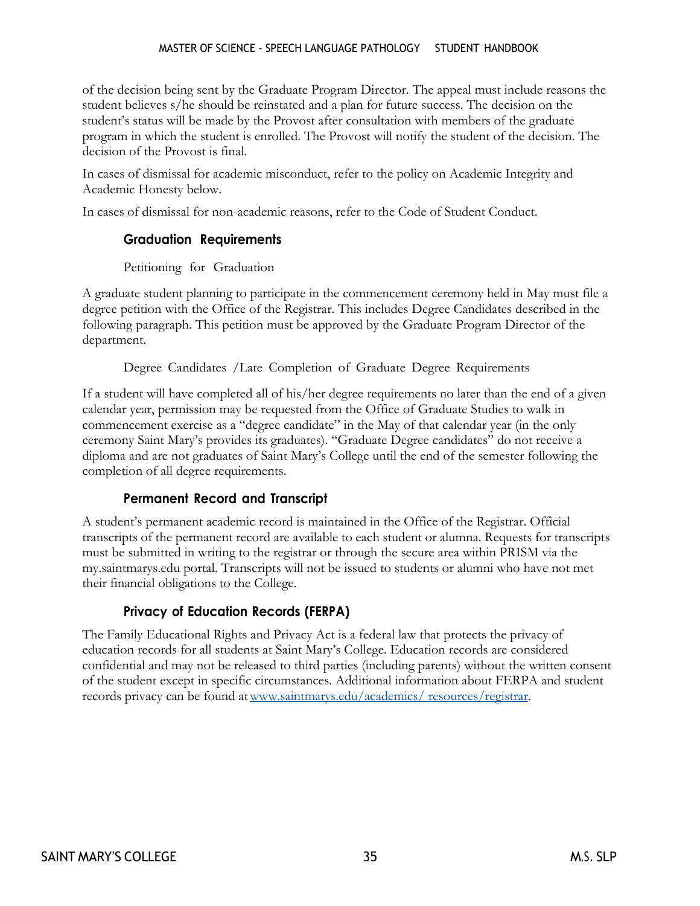of the decision being sent by the Graduate Program Director. The appeal must include reasons the student believes s/he should be reinstated and a plan for future success. The decision on the student's status will be made by the Provost after consultation with members of the graduate program in which the student is enrolled. The Provost will notify the student of the decision. The decision of the Provost is final.

In cases of dismissal for academic misconduct, refer to the policy on Academic Integrity and Academic Honesty below.

In cases of dismissal for non-academic reasons, refer to the Code of Student Conduct.

## Graduation Requirements

### Petitioning for Graduation

A graduate student planning to participate in the commencement ceremony held in May must file a degree petition with the Office of the Registrar. This includes Degree Candidates described in the following paragraph. This petition must be approved by the Graduate Program Director of the department.

### Degree Candidates /Late Completion of Graduate Degree Requirements

If a student will have completed all of his/her degree requirements no later than the end of a given calendar year, permission may be requested from the Office of Graduate Studies to walk in commencement exercise as a "degree candidate" in the May of that calendar year (in the only ceremony Saint Mary's provides its graduates). "Graduate Degree candidates" do not receive a diploma and are not graduates of Saint Mary's College until the end of the semester following the completion of all degree requirements.

## Permanent Record and Transcript

A student's permanent academic record is maintained in the Office of the Registrar. Official transcripts of the permanent record are available to each student or alumna. Requests for transcripts must be submitted in writing to the registrar or through the secure area within PRISM via the my.saintmarys.edu portal. Transcripts will not be issued to students or alumni who have not met their financial obligations to the College.

## Privacy of Education Records (FERPA)

The Family Educational Rights and Privacy Act is a federal law that protects the privacy of education records for all students at Saint Mary's College. Education records are considered confidential and may not be released to third parties (including parents) without the written consent of the student except in specific circumstances. Additional information about FERPA and student records privacy can be found at www.saintmarys.edu/academics/ resources/registrar.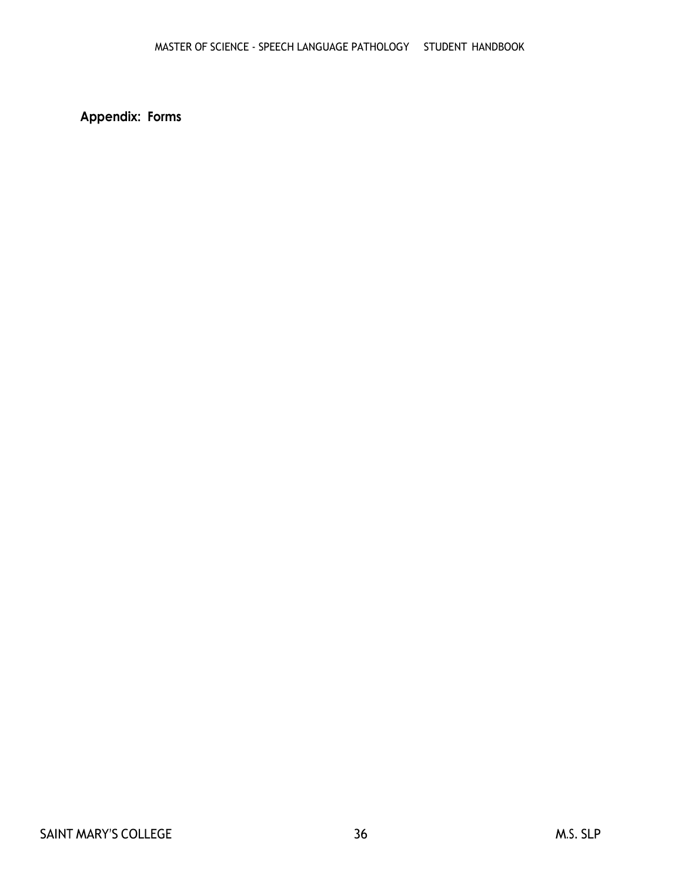## Appendix: Forms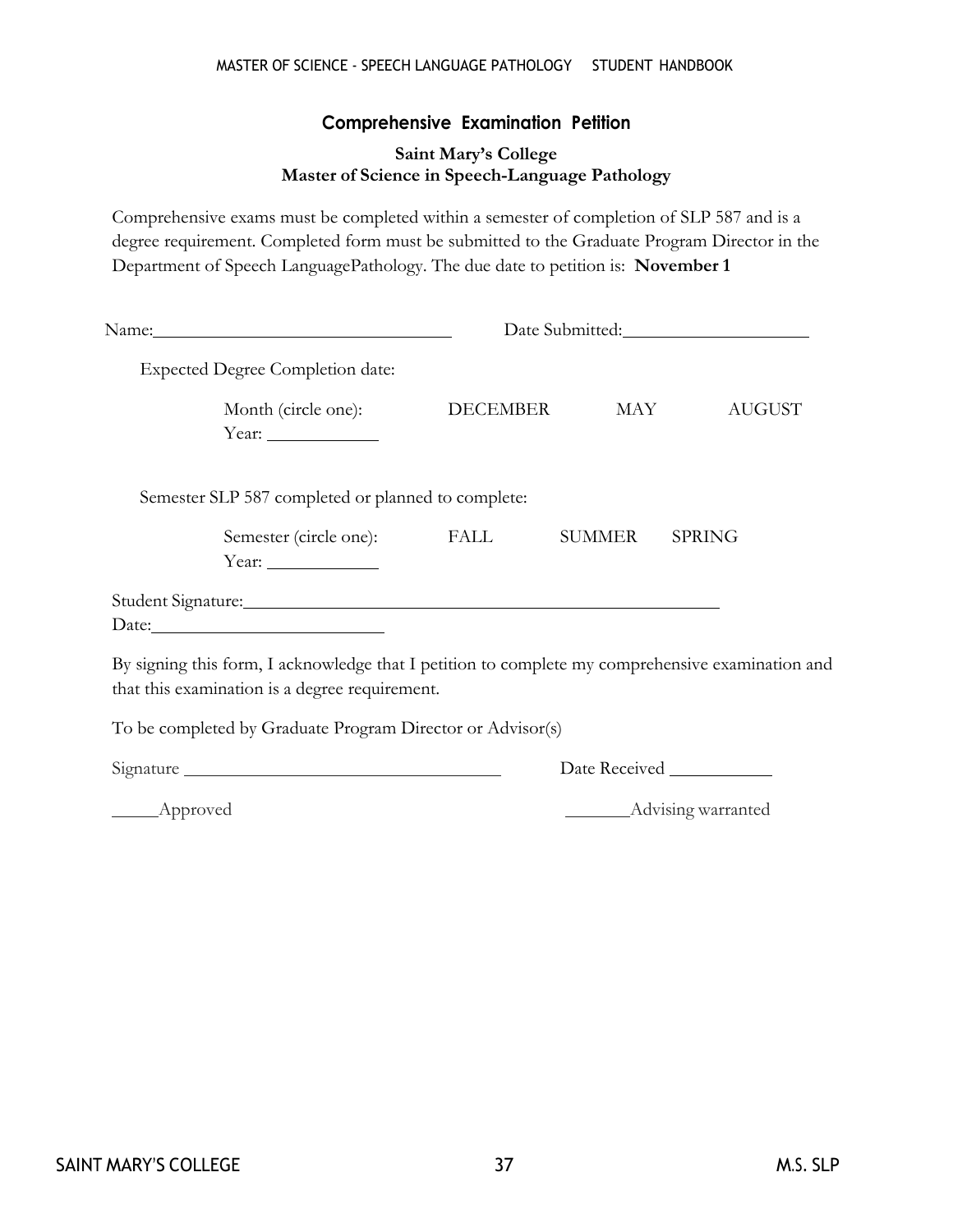## Comprehensive Examination Petition

**Saint Mary's College**
**Master of Science in Speech-Language Pathology**

Comprehensive exams must be completed within a semester of completion of SLP 587 and is a degree requirement. Completed form must be submitted to the Graduate Program Director in the Department of Speech LanguagePathology. The due date to petition is: **November 1**

Name:________________________________ Date Submitted:____________________

Expected Degree Completion date:

Month (circle one): DECEMBER MAY AUGUST
Year: ____________

Semester SLP 587 completed or planned to complete:

Semester (circle one): FALL SUMMER SPRING
Year: ____________

Student Signature:______________________________________________________
Date:_________________________

By signing this form, I acknowledge that I petition to complete my comprehensive examination and that this examination is a degree requirement.

To be completed by Graduate Program Director or Advisor(s)

Signature ___________________________________ Date Received ___________

_____Approved _______Advising warranted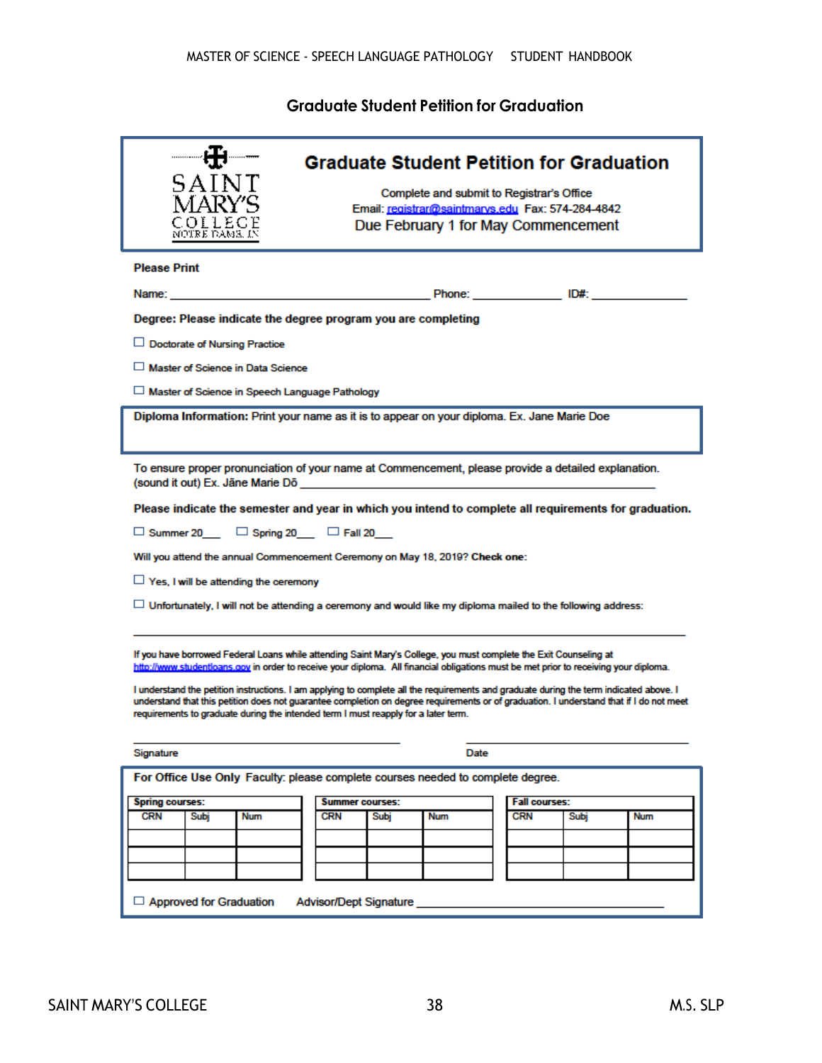## Graduate Student Petition for Graduation

SAINT MARY'S COLLEGE NOTRE DAME, IN

# Graduate Student Petition for Graduation

Complete and submit to Registrar's Office

Email: registrar@saintmarys.edu Fax: 574-284-4842

Due February 1 for May Commencement

**Please Print**

Name: ______________________________ Phone: ____________ ID#: ____________

**Degree: Please indicate the degree program you are completing**

☐ Doctorate of Nursing Practice

☐ Master of Science in Data Science

☐ Master of Science in Speech Language Pathology

**Diploma Information:** Print your name as it is to appear on your diploma. Ex. Jane Marie Doe

To ensure proper pronunciation of your name at Commencement, please provide a detailed explanation. (sound it out) Ex. Jāne Marie Dō ______________________________

**Please indicate the semester and year in which you intend to complete all requirements for graduation.**

☐ Summer 20___ ☐ Spring 20___ ☐ Fall 20___

Will you attend the annual Commencement Ceremony on May 18, 2019? **Check one:**

☐ Yes, I will be attending the ceremony

☐ Unfortunately, I will not be attending a ceremony and would like my diploma mailed to the following address:

______________________________

If you have borrowed Federal Loans while attending Saint Mary's College, you must complete the Exit Counseling at http://www.studentloans.gov in order to receive your diploma. All financial obligations must be met prior to receiving your diploma.

I understand the petition instructions. I am applying to complete all the requirements and graduate during the term indicated above. I understand that this petition does not guarantee completion on degree requirements or of graduation. I understand that if I do not meet requirements to graduate during the intended term I must reapply for a later term.

______________________________ ______________________________

Signature Date

**For Office Use Only** Faculty: please complete courses needed to complete degree.

| Spring courses: | | | Summer courses: | | | Fall courses: | | |
|---|---|---|---|---|---|---|---|---|
| CRN | Subj | Num | CRN | Subj | Num | CRN | Subj | Num |
| | | | | | | | | |
| | | | | | | | | |
| | | | | | | | | |

☐ Approved for Graduation Advisor/Dept Signature ______________________________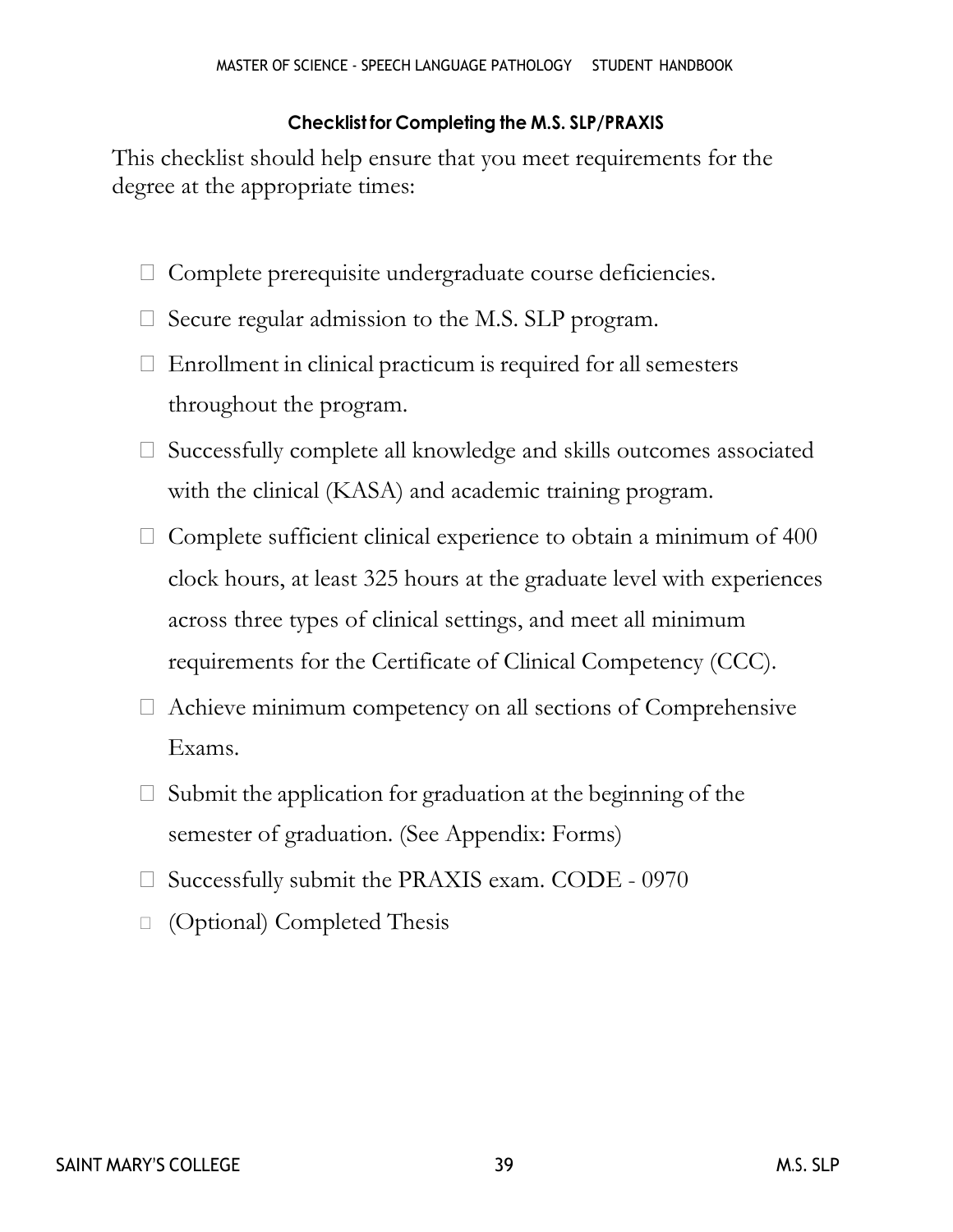### Checklist for Completing the M.S. SLP/PRAXIS

This checklist should help ensure that you meet requirements for the degree at the appropriate times:

- Complete prerequisite undergraduate course deficiencies.
- Secure regular admission to the M.S. SLP program.
- Enrollment in clinical practicum is required for all semesters throughout the program.
- Successfully complete all knowledge and skills outcomes associated with the clinical (KASA) and academic training program.
- Complete sufficient clinical experience to obtain a minimum of 400 clock hours, at least 325 hours at the graduate level with experiences across three types of clinical settings, and meet all minimum requirements for the Certificate of Clinical Competency (CCC).
- Achieve minimum competency on all sections of Comprehensive Exams.
- Submit the application for graduation at the beginning of the semester of graduation. (See Appendix: Forms)
- Successfully submit the PRAXIS exam. CODE - 0970
- (Optional) Completed Thesis